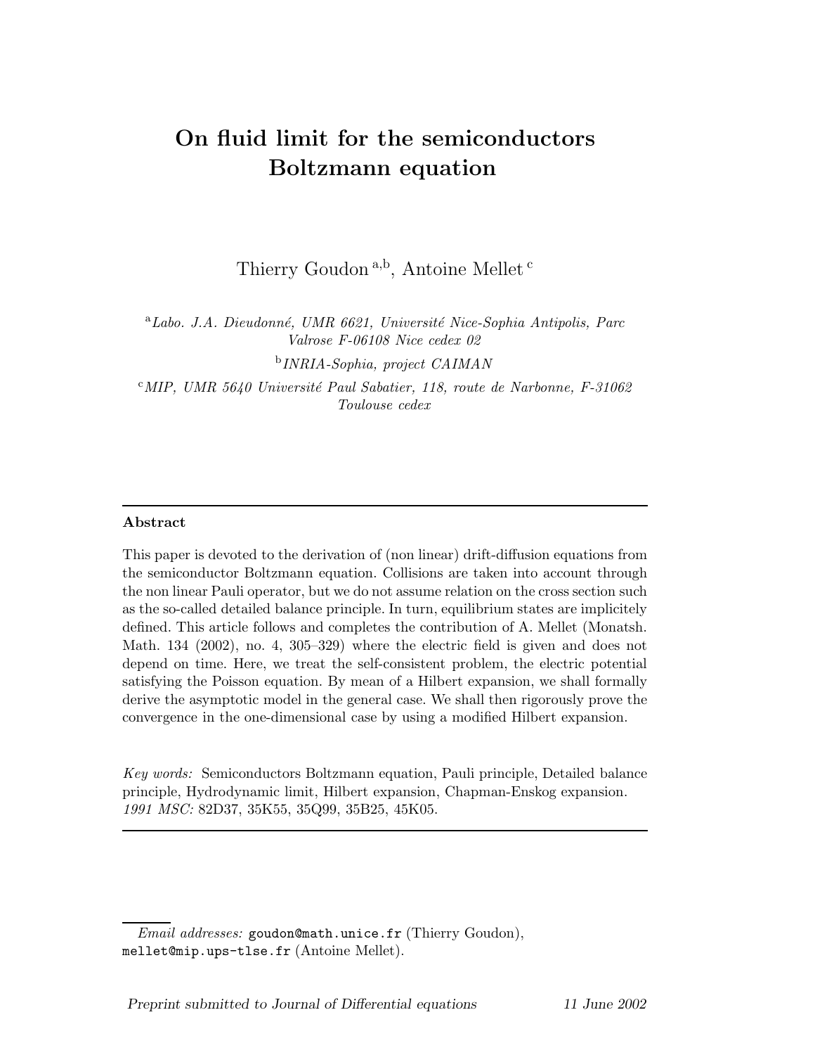# On fluid limit for the semiconductors Boltzmann equation

Thierry Goudon [a,b], Antoine Mellet [c]

[a] *Labo. J.A. Dieudonné, UMR 6621, Université Nice-Sophia Antipolis, Parc Valrose F-06108 Nice cedex 02*

[b] *INRIA-Sophia, project CAIMAN*

[c] *MIP, UMR 5640 Université Paul Sabatier, 118, route de Narbonne, F-31062 Toulouse cedex*

---

**Abstract**

This paper is devoted to the derivation of (non linear) drift-diffusion equations from the semiconductor Boltzmann equation. Collisions are taken into account through the non linear Pauli operator, but we do not assume relation on the cross section such as the so-called detailed balance principle. In turn, equilibrium states are implicitely defined. This article follows and completes the contribution of A. Mellet (Monatsh. Math. 134 (2002), no. 4, 305–329) where the electric field is given and does not depend on time. Here, we treat the self-consistent problem, the electric potential satisfying the Poisson equation. By mean of a Hilbert expansion, we shall formally derive the asymptotic model in the general case. We shall then rigorously prove the convergence in the one-dimensional case by using a modified Hilbert expansion.

*Key words:* Semiconductors Boltzmann equation, Pauli principle, Detailed balance principle, Hydrodynamic limit, Hilbert expansion, Chapman-Enskog expansion.
*1991 MSC:* 82D37, 35K55, 35Q99, 35B25, 45K05.

---

*Email addresses:* `goudon@math.unice.fr` (Thierry Goudon), `mellet@mip.ups-tlse.fr` (Antoine Mellet).

*Preprint submitted to Journal of Differential equations* 11 June 2002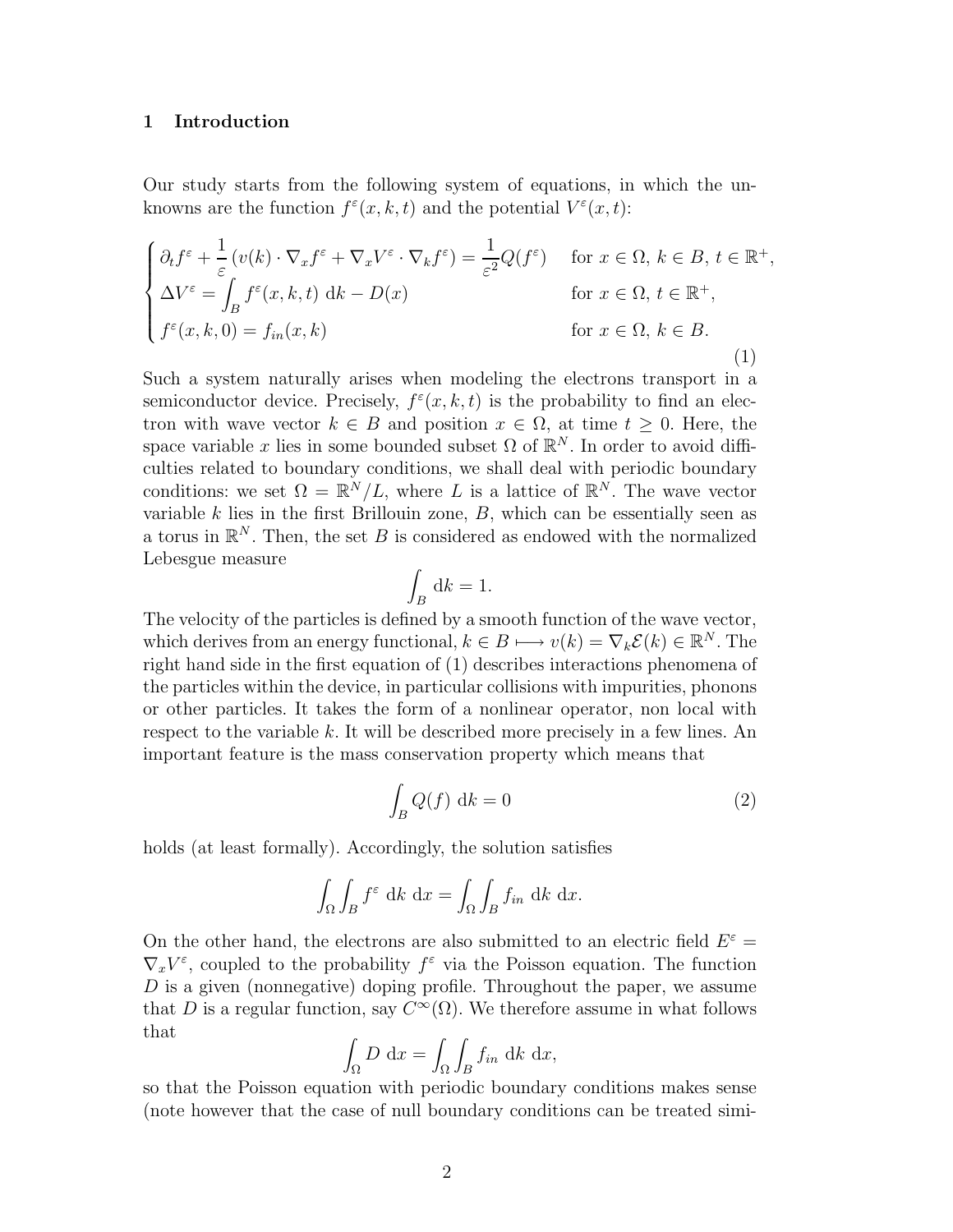## 1 Introduction

Our study starts from the following system of equations, in which the unknowns are the function $f^\varepsilon(x,k,t)$ and the potential $V^\varepsilon(x,t)$:

$$
\begin{cases}
\partial_t f^\varepsilon + \dfrac{1}{\varepsilon}\left(v(k)\cdot\nabla_x f^\varepsilon + \nabla_x V^\varepsilon \cdot \nabla_k f^\varepsilon\right) = \dfrac{1}{\varepsilon^2} Q(f^\varepsilon) & \text{for } x \in \Omega,\ k \in B,\ t \in \mathbb{R}^+, \\
\Delta V^\varepsilon = \displaystyle\int_B f^\varepsilon(x,k,t)\ \mathrm{d}k - D(x) & \text{for } x \in \Omega,\ t \in \mathbb{R}^+, \\
f^\varepsilon(x,k,0) = f_{in}(x,k) & \text{for } x \in \Omega,\ k \in B.
\end{cases}
\tag{1}
$$

Such a system naturally arises when modeling the electrons transport in a semiconductor device. Precisely, $f^\varepsilon(x,k,t)$ is the probability to find an electron with wave vector $k \in B$ and position $x \in \Omega$, at time $t \geq 0$. Here, the space variable $x$ lies in some bounded subset $\Omega$ of $\mathbb{R}^N$. In order to avoid difficulties related to boundary conditions, we shall deal with periodic boundary conditions: we set $\Omega = \mathbb{R}^N/L$, where $L$ is a lattice of $\mathbb{R}^N$. The wave vector variable $k$ lies in the first Brillouin zone, $B$, which can be essentially seen as a torus in $\mathbb{R}^N$. Then, the set $B$ is considered as endowed with the normalized Lebesgue measure

$$
\int_B \mathrm{d}k = 1.
$$

The velocity of the particles is defined by a smooth function of the wave vector, which derives from an energy functional, $k \in B \longmapsto v(k) = \nabla_k \mathcal{E}(k) \in \mathbb{R}^N$. The right hand side in the first equation of (1) describes interactions phenomena of the particles within the device, in particular collisions with impurities, phonons or other particles. It takes the form of a nonlinear operator, non local with respect to the variable $k$. It will be described more precisely in a few lines. An important feature is the mass conservation property which means that

$$
\int_B Q(f)\ \mathrm{d}k = 0 \tag{2}
$$

holds (at least formally). Accordingly, the solution satisfies

$$
\int_\Omega \int_B f^\varepsilon\ \mathrm{d}k\ \mathrm{d}x = \int_\Omega \int_B f_{in}\ \mathrm{d}k\ \mathrm{d}x.
$$

On the other hand, the electrons are also submitted to an electric field $E^\varepsilon = \nabla_x V^\varepsilon$, coupled to the probability $f^\varepsilon$ via the Poisson equation. The function $D$ is a given (nonnegative) doping profile. Throughout the paper, we assume that $D$ is a regular function, say $C^\infty(\Omega)$. We therefore assume in what follows that

$$
\int_\Omega D\ \mathrm{d}x = \int_\Omega \int_B f_{in}\ \mathrm{d}k\ \mathrm{d}x,
$$

so that the Poisson equation with periodic boundary conditions makes sense (note however that the case of null boundary conditions can be treated simi-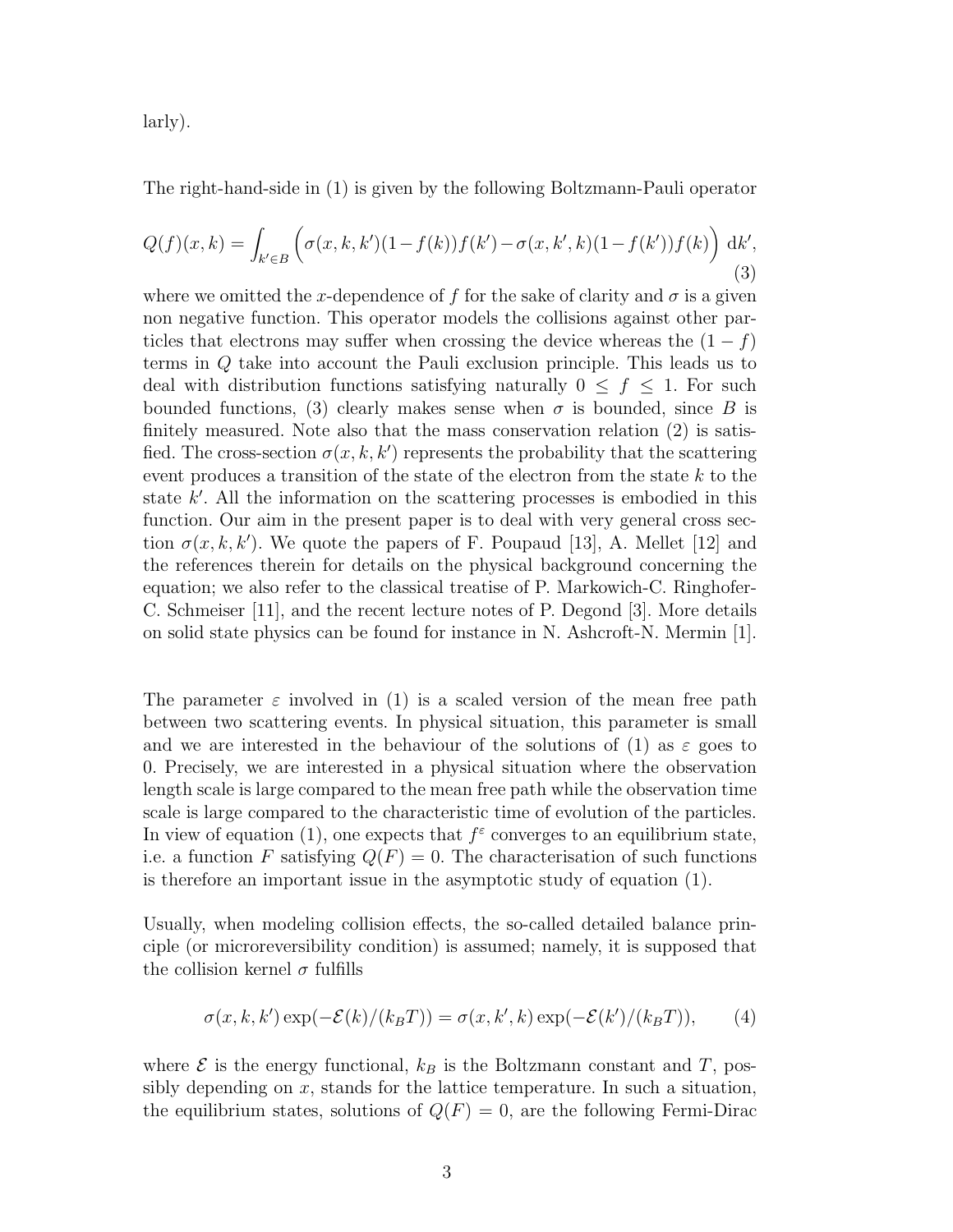larly).

The right-hand-side in (1) is given by the following Boltzmann-Pauli operator

$$Q(f)(x,k) = \int_{k' \in B} \Big( \sigma(x,k,k')(1-f(k))f(k') - \sigma(x,k',k)(1-f(k'))f(k) \Big) \, \mathrm{d}k', \tag{3}$$

where we omitted the $x$-dependence of $f$ for the sake of clarity and $\sigma$ is a given non negative function. This operator models the collisions against other particles that electrons may suffer when crossing the device whereas the $(1-f)$ terms in $Q$ take into account the Pauli exclusion principle. This leads us to deal with distribution functions satisfying naturally $0 \leq f \leq 1$. For such bounded functions, (3) clearly makes sense when $\sigma$ is bounded, since $B$ is finitely measured. Note also that the mass conservation relation (2) is satisfied. The cross-section $\sigma(x,k,k')$ represents the probability that the scattering event produces a transition of the state of the electron from the state $k$ to the state $k'$. All the information on the scattering processes is embodied in this function. Our aim in the present paper is to deal with very general cross section $\sigma(x,k,k')$. We quote the papers of F. Poupaud [13], A. Mellet [12] and the references therein for details on the physical background concerning the equation; we also refer to the classical treatise of P. Markowich-C. Ringhofer-C. Schmeiser [11], and the recent lecture notes of P. Degond [3]. More details on solid state physics can be found for instance in N. Ashcroft-N. Mermin [1].

The parameter $\varepsilon$ involved in (1) is a scaled version of the mean free path between two scattering events. In physical situation, this parameter is small and we are interested in the behaviour of the solutions of (1) as $\varepsilon$ goes to 0. Precisely, we are interested in a physical situation where the observation length scale is large compared to the mean free path while the observation time scale is large compared to the characteristic time of evolution of the particles. In view of equation (1), one expects that $f^\varepsilon$ converges to an equilibrium state, i.e. a function $F$ satisfying $Q(F) = 0$. The characterisation of such functions is therefore an important issue in the asymptotic study of equation (1).

Usually, when modeling collision effects, the so-called detailed balance principle (or microreversibility condition) is assumed; namely, it is supposed that the collision kernel $\sigma$ fulfills

$$\sigma(x,k,k') \exp(-\mathcal{E}(k)/(k_B T)) = \sigma(x,k',k) \exp(-\mathcal{E}(k')/(k_B T)), \tag{4}$$

where $\mathcal{E}$ is the energy functional, $k_B$ is the Boltzmann constant and $T$, possibly depending on $x$, stands for the lattice temperature. In such a situation, the equilibrium states, solutions of $Q(F) = 0$, are the following Fermi-Dirac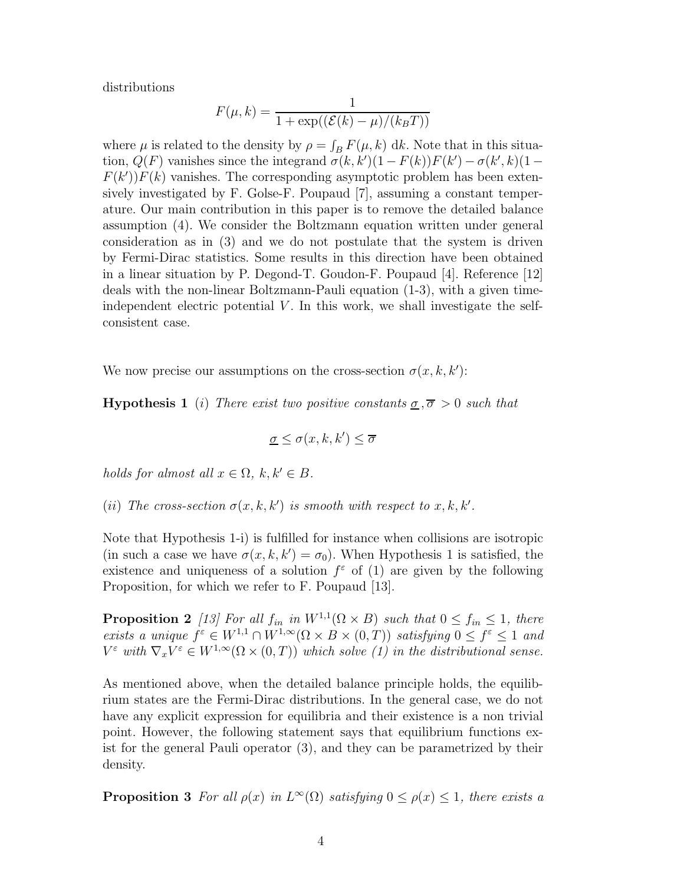distributions

$$F(\mu, k) = \frac{1}{1 + \exp((\mathcal{E}(k) - \mu)/(k_B T))}$$

where $\mu$ is related to the density by $\rho = \int_B F(\mu, k)\, \mathrm{d}k$. Note that in this situation, $Q(F)$ vanishes since the integrand $\sigma(k, k')(1 - F(k))F(k') - \sigma(k', k)(1 - F(k'))F(k)$ vanishes. The corresponding asymptotic problem has been extensively investigated by F. Golse-F. Poupaud [7], assuming a constant temperature. Our main contribution in this paper is to remove the detailed balance assumption (4). We consider the Boltzmann equation written under general consideration as in (3) and we do not postulate that the system is driven by Fermi-Dirac statistics. Some results in this direction have been obtained in a linear situation by P. Degond-T. Goudon-F. Poupaud [4]. Reference [12] deals with the non-linear Boltzmann-Pauli equation (1-3), with a given time-independent electric potential $V$. In this work, we shall investigate the self-consistent case.

We now precise our assumptions on the cross-section $\sigma(x, k, k')$:

**Hypothesis 1** (*i*) *There exist two positive constants* $\underline{\sigma}, \overline{\sigma} > 0$ *such that*

$$\underline{\sigma} \leq \sigma(x, k, k') \leq \overline{\sigma}$$

*holds for almost all* $x \in \Omega$, $k, k' \in B$.

(*ii*) *The cross-section* $\sigma(x, k, k')$ *is smooth with respect to* $x, k, k'$.

Note that Hypothesis 1-i) is fulfilled for instance when collisions are isotropic (in such a case we have $\sigma(x, k, k') = \sigma_0$). When Hypothesis 1 is satisfied, the existence and uniqueness of a solution $f^\varepsilon$ of (1) are given by the following Proposition, for which we refer to F. Poupaud [13].

**Proposition 2** *[13] For all* $f_{in}$ *in* $W^{1,1}(\Omega \times B)$ *such that* $0 \leq f_{in} \leq 1$, *there exists a unique* $f^\varepsilon \in W^{1,1} \cap W^{1,\infty}(\Omega \times B \times (0, T))$ *satisfying* $0 \leq f^\varepsilon \leq 1$ *and* $V^\varepsilon$ *with* $\nabla_x V^\varepsilon \in W^{1,\infty}(\Omega \times (0, T))$ *which solve (1) in the distributional sense.*

As mentioned above, when the detailed balance principle holds, the equilibrium states are the Fermi-Dirac distributions. In the general case, we do not have any explicit expression for equilibria and their existence is a non trivial point. However, the following statement says that equilibrium functions exist for the general Pauli operator (3), and they can be parametrized by their density.

**Proposition 3** *For all* $\rho(x)$ *in* $L^\infty(\Omega)$ *satisfying* $0 \leq \rho(x) \leq 1$, *there exists a*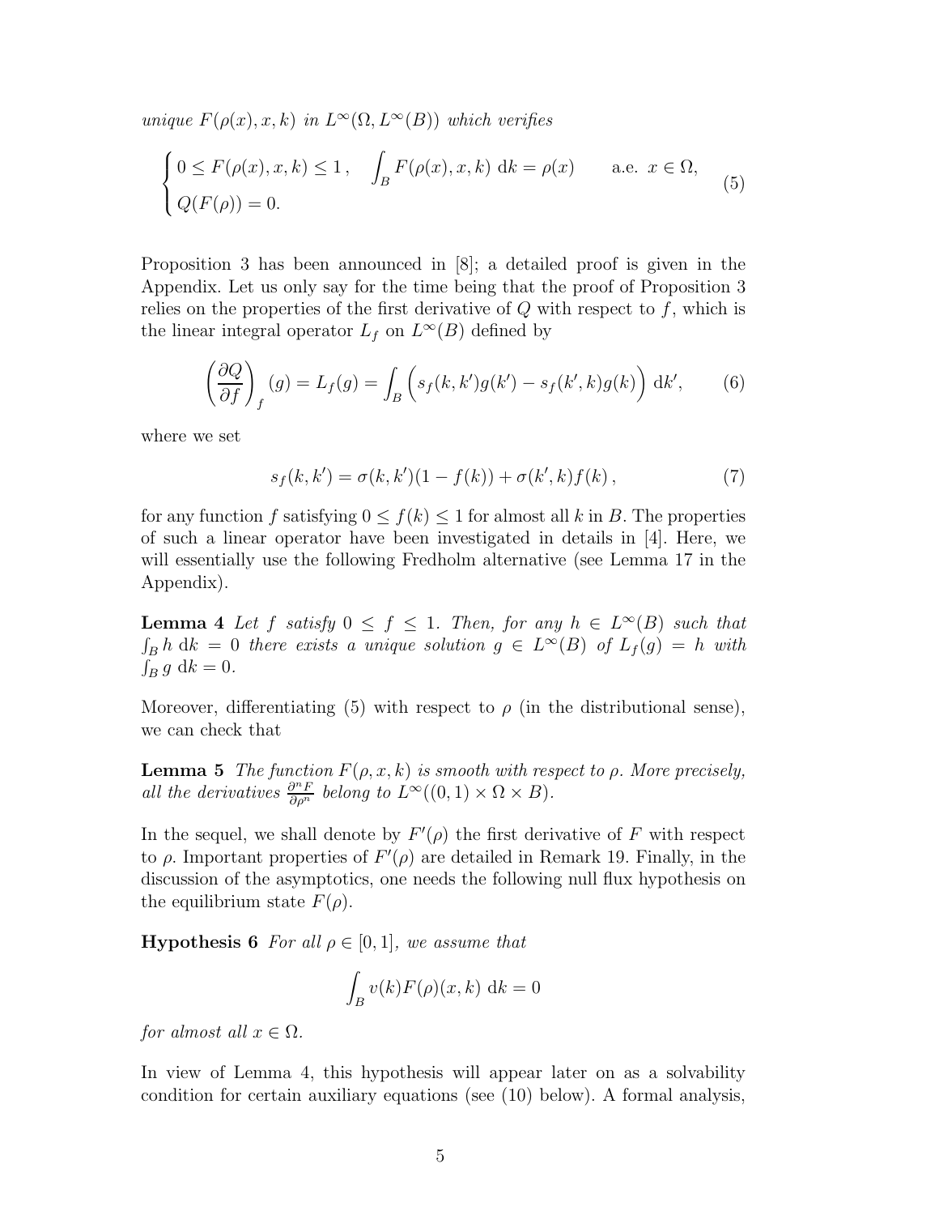*unique $F(\rho(x), x, k)$ in $L^\infty(\Omega, L^\infty(B))$ which verifies*

$$
\begin{cases}
0 \leq F(\rho(x), x, k) \leq 1\,, \quad \displaystyle\int_B F(\rho(x), x, k) \; \mathrm{d}k = \rho(x) \qquad \text{a.e. } x \in \Omega, \\
Q(F(\rho)) = 0.
\end{cases}
\tag{5}
$$

Proposition 3 has been announced in [8]; a detailed proof is given in the Appendix. Let us only say for the time being that the proof of Proposition 3 relies on the properties of the first derivative of $Q$ with respect to $f$, which is the linear integral operator $L_f$ on $L^\infty(B)$ defined by

$$
\left(\frac{\partial Q}{\partial f}\right)_f (g) = L_f(g) = \int_B \Big( s_f(k, k')g(k') - s_f(k', k)g(k) \Big) \; \mathrm{d}k', \tag{6}
$$

where we set

$$
s_f(k, k') = \sigma(k, k')(1 - f(k)) + \sigma(k', k)f(k)\,, \tag{7}
$$

for any function $f$ satisfying $0 \leq f(k) \leq 1$ for almost all $k$ in $B$. The properties of such a linear operator have been investigated in details in [4]. Here, we will essentially use the following Fredholm alternative (see Lemma 17 in the Appendix).

**Lemma 4** *Let $f$ satisfy $0 \leq f \leq 1$. Then, for any $h \in L^\infty(B)$ such that $\int_B h \; \mathrm{d}k = 0$ there exists a unique solution $g \in L^\infty(B)$ of $L_f(g) = h$ with $\int_B g \; \mathrm{d}k = 0$.*

Moreover, differentiating (5) with respect to $\rho$ (in the distributional sense), we can check that

**Lemma 5** *The function $F(\rho, x, k)$ is smooth with respect to $\rho$. More precisely, all the derivatives $\frac{\partial^n F}{\partial \rho^n}$ belong to $L^\infty((0, 1) \times \Omega \times B)$.*

In the sequel, we shall denote by $F'(\rho)$ the first derivative of $F$ with respect to $\rho$. Important properties of $F'(\rho)$ are detailed in Remark 19. Finally, in the discussion of the asymptotics, one needs the following null flux hypothesis on the equilibrium state $F(\rho)$.

**Hypothesis 6** *For all $\rho \in [0, 1]$, we assume that*

$$
\int_B v(k) F(\rho)(x, k) \; \mathrm{d}k = 0
$$

*for almost all $x \in \Omega$.*

In view of Lemma 4, this hypothesis will appear later on as a solvability condition for certain auxiliary equations (see (10) below). A formal analysis,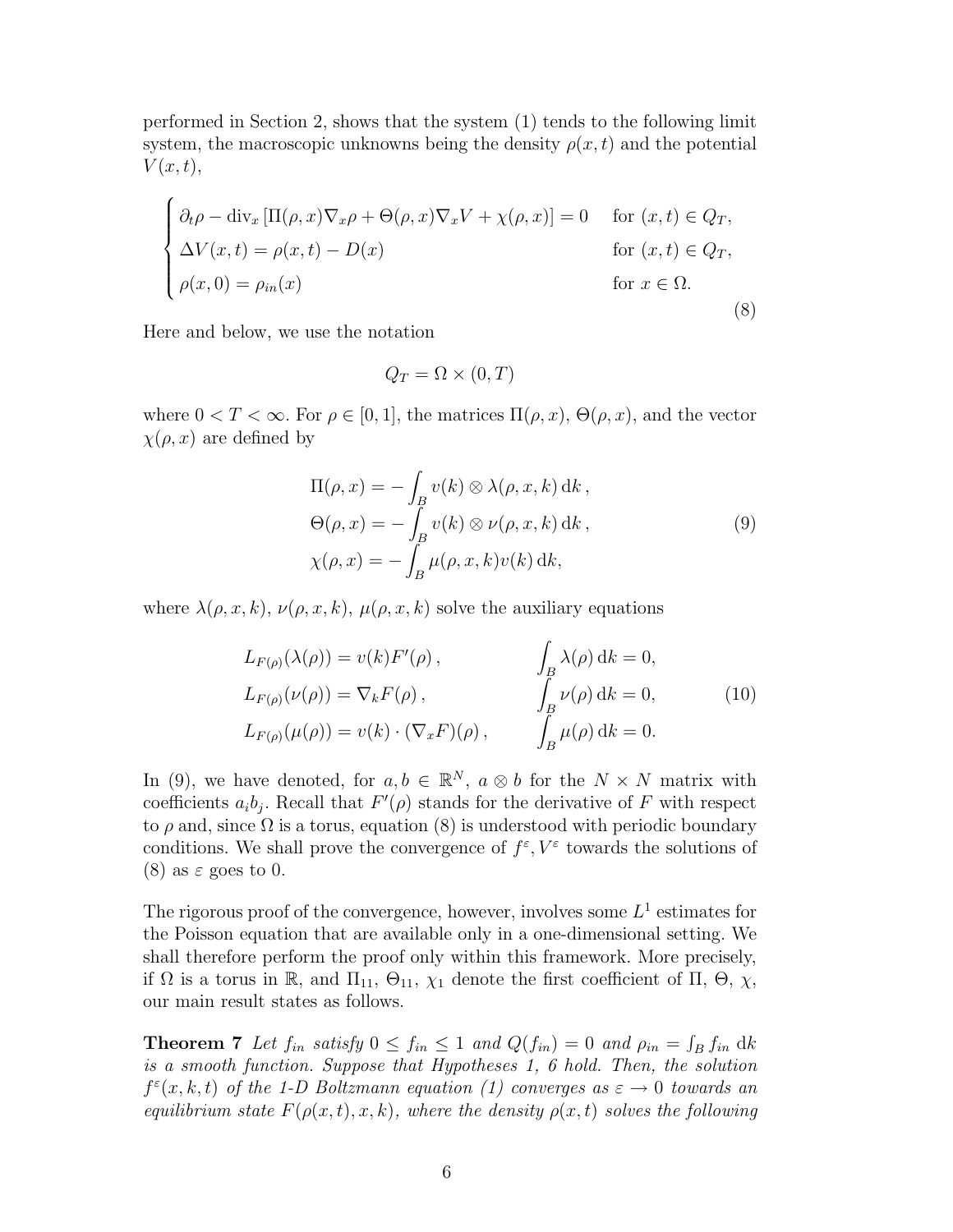performed in Section 2, shows that the system (1) tends to the following limit system, the macroscopic unknowns being the density $\rho(x,t)$ and the potential $V(x,t)$,

$$
\begin{cases}
\partial_t \rho - \mathrm{div}_x \left[ \Pi(\rho, x) \nabla_x \rho + \Theta(\rho, x) \nabla_x V + \chi(\rho, x) \right] = 0 & \text{for } (x,t) \in Q_T, \\
\Delta V(x,t) = \rho(x,t) - D(x) & \text{for } (x,t) \in Q_T, \\
\rho(x,0) = \rho_{in}(x) & \text{for } x \in \Omega.
\end{cases}
\tag{8}
$$

Here and below, we use the notation

$$
Q_T = \Omega \times (0,T)
$$

where $0 < T < \infty$. For $\rho \in [0,1]$, the matrices $\Pi(\rho, x)$, $\Theta(\rho, x)$, and the vector $\chi(\rho, x)$ are defined by

$$
\begin{aligned}
\Pi(\rho, x) &= -\int_B v(k) \otimes \lambda(\rho, x, k) \, \mathrm{d}k \,, \\
\Theta(\rho, x) &= -\int_B v(k) \otimes \nu(\rho, x, k) \, \mathrm{d}k \,, \\
\chi(\rho, x) &= -\int_B \mu(\rho, x, k) v(k) \, \mathrm{d}k,
\end{aligned}
\tag{9}
$$

where $\lambda(\rho, x, k)$, $\nu(\rho, x, k)$, $\mu(\rho, x, k)$ solve the auxiliary equations

$$
\begin{aligned}
& L_{F(\rho)}(\lambda(\rho)) = v(k) F'(\rho) \,, && \int_B \lambda(\rho) \, \mathrm{d}k = 0, \\
& L_{F(\rho)}(\nu(\rho)) = \nabla_k F(\rho) \,, && \int_B \nu(\rho) \, \mathrm{d}k = 0, \\
& L_{F(\rho)}(\mu(\rho)) = v(k) \cdot (\nabla_x F)(\rho) \,, && \int_B \mu(\rho) \, \mathrm{d}k = 0.
\end{aligned}
\tag{10}
$$

In (9), we have denoted, for $a, b \in \mathbb{R}^N$, $a \otimes b$ for the $N \times N$ matrix with coefficients $a_i b_j$. Recall that $F'(\rho)$ stands for the derivative of $F$ with respect to $\rho$ and, since $\Omega$ is a torus, equation (8) is understood with periodic boundary conditions. We shall prove the convergence of $f^\varepsilon, V^\varepsilon$ towards the solutions of (8) as $\varepsilon$ goes to 0.

The rigorous proof of the convergence, however, involves some $L^1$ estimates for the Poisson equation that are available only in a one-dimensional setting. We shall therefore perform the proof only within this framework. More precisely, if $\Omega$ is a torus in $\mathbb{R}$, and $\Pi_{11}$, $\Theta_{11}$, $\chi_1$ denote the first coefficient of $\Pi$, $\Theta$, $\chi$, our main result states as follows.

**Theorem 7** *Let $f_{in}$ satisfy $0 \le f_{in} \le 1$ and $Q(f_{in}) = 0$ and $\rho_{in} = \int_B f_{in} \, \mathrm{d}k$ is a smooth function. Suppose that Hypotheses 1, 6 hold. Then, the solution $f^\varepsilon(x,k,t)$ of the 1-D Boltzmann equation (1) converges as $\varepsilon \to 0$ towards an equilibrium state $F(\rho(x,t), x, k)$, where the density $\rho(x,t)$ solves the following*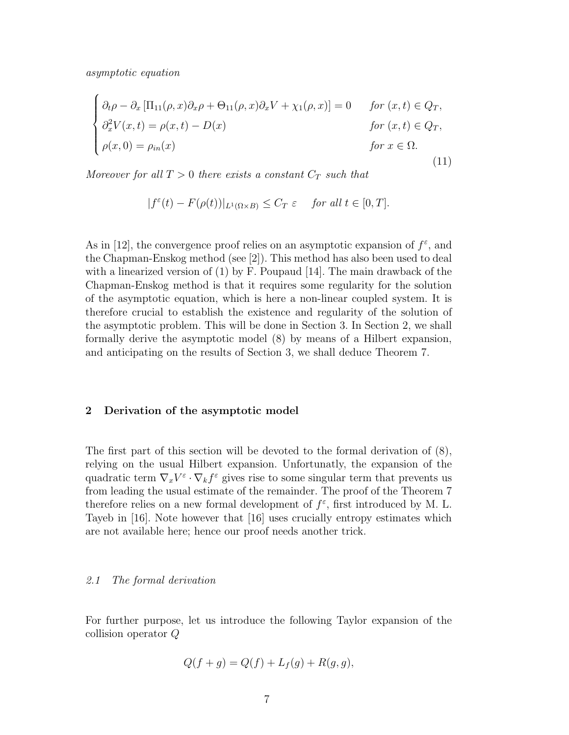*asymptotic equation*

$$
\begin{cases}
\partial_t \rho - \partial_x \left[ \Pi_{11}(\rho, x)\partial_x \rho + \Theta_{11}(\rho, x)\partial_x V + \chi_1(\rho, x) \right] = 0 & \text{for } (x,t) \in Q_T, \\
\partial_x^2 V(x,t) = \rho(x,t) - D(x) & \text{for } (x,t) \in Q_T, \\
\rho(x,0) = \rho_{in}(x) & \text{for } x \in \Omega.
\end{cases}
\tag{11}
$$

*Moreover for all $T > 0$ there exists a constant $C_T$ such that*

$$
|f^\varepsilon(t) - F(\rho(t))|_{L^1(\Omega \times B)} \leq C_T \ \varepsilon \quad \text{for all } t \in [0,T].
$$

As in [12], the convergence proof relies on an asymptotic expansion of $f^\varepsilon$, and the Chapman-Enskog method (see [2]). This method has also been used to deal with a linearized version of (1) by F. Poupaud [14]. The main drawback of the Chapman-Enskog method is that it requires some regularity for the solution of the asymptotic equation, which is here a non-linear coupled system. It is therefore crucial to establish the existence and regularity of the solution of the asymptotic problem. This will be done in Section 3. In Section 2, we shall formally derive the asymptotic model (8) by means of a Hilbert expansion, and anticipating on the results of Section 3, we shall deduce Theorem 7.

## 2 Derivation of the asymptotic model

The first part of this section will be devoted to the formal derivation of (8), relying on the usual Hilbert expansion. Unfortunatly, the expansion of the quadratic term $\nabla_x V^\varepsilon \cdot \nabla_k f^\varepsilon$ gives rise to some singular term that prevents us from leading the usual estimate of the remainder. The proof of the Theorem 7 therefore relies on a new formal development of $f^\varepsilon$, first introduced by M. L. Tayeb in [16]. Note however that [16] uses crucially entropy estimates which are not available here; hence our proof needs another trick.

### *2.1 The formal derivation*

For further purpose, let us introduce the following Taylor expansion of the collision operator $Q$

$$
Q(f+g) = Q(f) + L_f(g) + R(g,g),
$$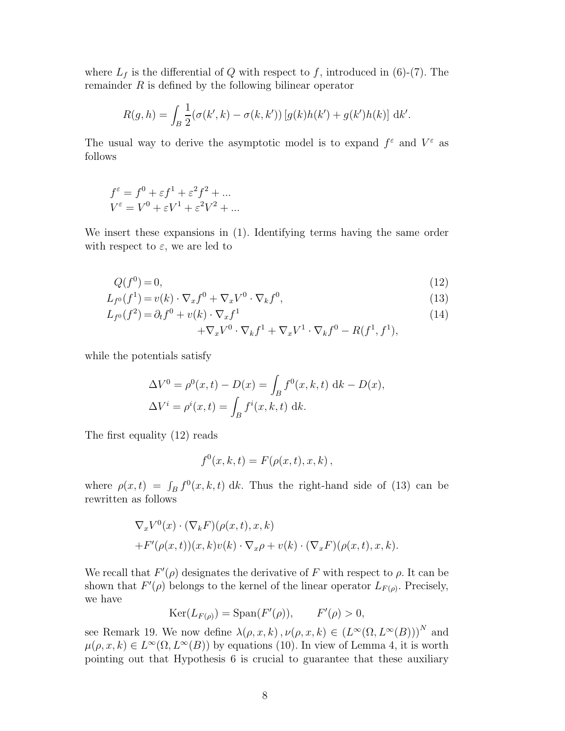where $L_f$ is the differential of $Q$ with respect to $f$, introduced in (6)-(7). The remainder $R$ is defined by the following bilinear operator

$$R(g,h) = \int_B \frac{1}{2}(\sigma(k',k) - \sigma(k,k'))\,[g(k)h(k') + g(k')h(k)]\ \mathrm{d}k'.$$

The usual way to derive the asymptotic model is to expand $f^\varepsilon$ and $V^\varepsilon$ as follows

$$\begin{aligned}
f^\varepsilon &= f^0 + \varepsilon f^1 + \varepsilon^2 f^2 + ... \\
V^\varepsilon &= V^0 + \varepsilon V^1 + \varepsilon^2 V^2 + ...
\end{aligned}$$

We insert these expansions in (1). Identifying terms having the same order with respect to $\varepsilon$, we are led to

$$Q(f^0) = 0, \tag{12}$$

$$L_{f^0}(f^1) = v(k)\cdot\nabla_x f^0 + \nabla_x V^0 \cdot \nabla_k f^0, \tag{13}$$

$$\begin{aligned}
L_{f^0}(f^2) = {} & \partial_t f^0 + v(k)\cdot\nabla_x f^1 \\
& + \nabla_x V^0\cdot\nabla_k f^1 + \nabla_x V^1 \cdot \nabla_k f^0 - R(f^1,f^1),
\end{aligned} \tag{14}$$

while the potentials satisfy

$$\begin{aligned}
\Delta V^0 &= \rho^0(x,t) - D(x) = \int_B f^0(x,k,t)\ \mathrm{d}k - D(x), \\
\Delta V^i &= \rho^i(x,t) = \int_B f^i(x,k,t)\ \mathrm{d}k.
\end{aligned}$$

The first equality (12) reads

$$f^0(x,k,t) = F(\rho(x,t),x,k)\,,$$

where $\rho(x,t) = \int_B f^0(x,k,t)\ \mathrm{d}k$. Thus the right-hand side of (13) can be rewritten as follows

$$\begin{aligned}
& \nabla_x V^0(x)\cdot(\nabla_k F)(\rho(x,t),x,k) \\
& + F'(\rho(x,t))(x,k)v(k)\cdot\nabla_x\rho + v(k)\cdot(\nabla_x F)(\rho(x,t),x,k).
\end{aligned}$$

We recall that $F'(\rho)$ designates the derivative of $F$ with respect to $\rho$. It can be shown that $F'(\rho)$ belongs to the kernel of the linear operator $L_{F(\rho)}$. Precisely, we have

$$\mathrm{Ker}(L_{F(\rho)}) = \mathrm{Span}(F'(\rho)), \qquad F'(\rho) > 0,$$

see Remark 19. We now define $\lambda(\rho,x,k)\,,\nu(\rho,x,k) \in \left(L^\infty(\Omega,L^\infty(B))\right)^N$ and $\mu(\rho,x,k) \in L^\infty(\Omega,L^\infty(B))$ by equations (10). In view of Lemma 4, it is worth pointing out that Hypothesis 6 is crucial to guarantee that these auxiliary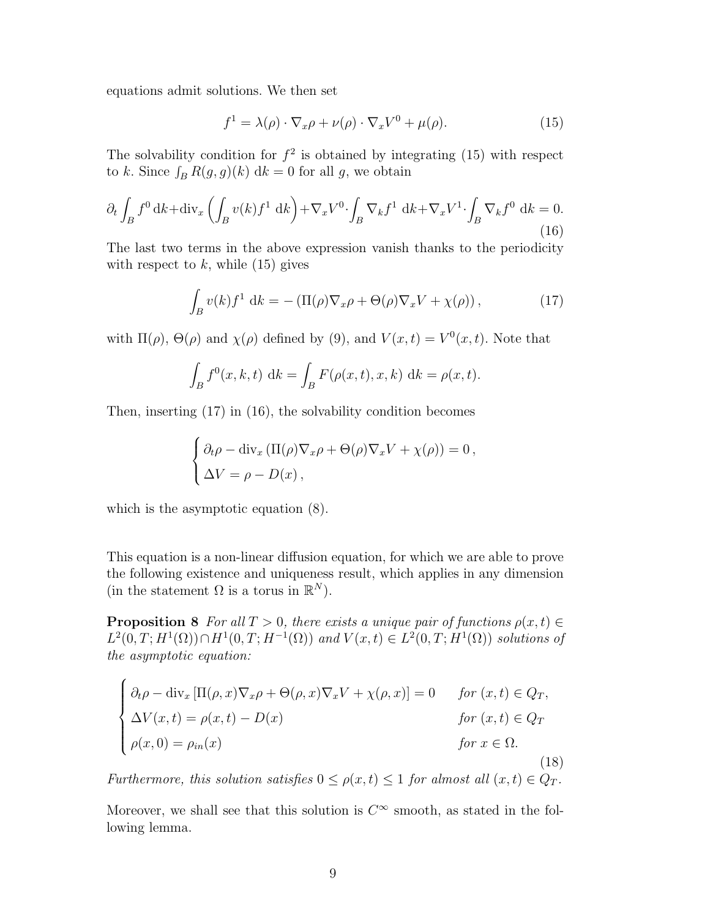equations admit solutions. We then set

$$f^1 = \lambda(\rho) \cdot \nabla_x \rho + \nu(\rho) \cdot \nabla_x V^0 + \mu(\rho). \tag{15}$$

The solvability condition for $f^2$ is obtained by integrating (15) with respect to $k$. Since $\int_B R(g,g)(k)\ \mathrm{d}k = 0$ for all $g$, we obtain

$$\partial_t \int_B f^0\, \mathrm{d}k + \mathrm{div}_x \left( \int_B v(k) f^1\ \mathrm{d}k \right) + \nabla_x V^0 \cdot \int_B \nabla_k f^1\ \mathrm{d}k + \nabla_x V^1 \cdot \int_B \nabla_k f^0\ \mathrm{d}k = 0. \tag{16}$$

The last two terms in the above expression vanish thanks to the periodicity with respect to $k$, while (15) gives

$$\int_B v(k) f^1\ \mathrm{d}k = -\left( \Pi(\rho) \nabla_x \rho + \Theta(\rho) \nabla_x V + \chi(\rho) \right), \tag{17}$$

with $\Pi(\rho)$, $\Theta(\rho)$ and $\chi(\rho)$ defined by (9), and $V(x,t) = V^0(x,t)$. Note that

$$\int_B f^0(x,k,t)\ \mathrm{d}k = \int_B F(\rho(x,t),x,k)\ \mathrm{d}k = \rho(x,t).$$

Then, inserting (17) in (16), the solvability condition becomes

$$\begin{cases} \partial_t \rho - \mathrm{div}_x \left( \Pi(\rho) \nabla_x \rho + \Theta(\rho) \nabla_x V + \chi(\rho) \right) = 0\,, \\ \Delta V = \rho - D(x)\,, \end{cases}$$

which is the asymptotic equation (8).

This equation is a non-linear diffusion equation, for which we are able to prove the following existence and uniqueness result, which applies in any dimension (in the statement $\Omega$ is a torus in $\mathbb{R}^N$).

**Proposition 8** *For all $T > 0$, there exists a unique pair of functions $\rho(x,t) \in L^2(0,T;H^1(\Omega)) \cap H^1(0,T;H^{-1}(\Omega))$ and $V(x,t) \in L^2(0,T;H^1(\Omega))$ solutions of the asymptotic equation:*

$$\begin{cases} \partial_t \rho - \mathrm{div}_x \left[ \Pi(\rho,x) \nabla_x \rho + \Theta(\rho,x) \nabla_x V + \chi(\rho,x) \right] = 0 & \text{for } (x,t) \in Q_T, \\ \Delta V(x,t) = \rho(x,t) - D(x) & \text{for } (x,t) \in Q_T \\ \rho(x,0) = \rho_{in}(x) & \text{for } x \in \Omega. \end{cases} \tag{18}$$

*Furthermore, this solution satisfies $0 \le \rho(x,t) \le 1$ for almost all $(x,t) \in Q_T$.*

Moreover, we shall see that this solution is $C^\infty$ smooth, as stated in the following lemma.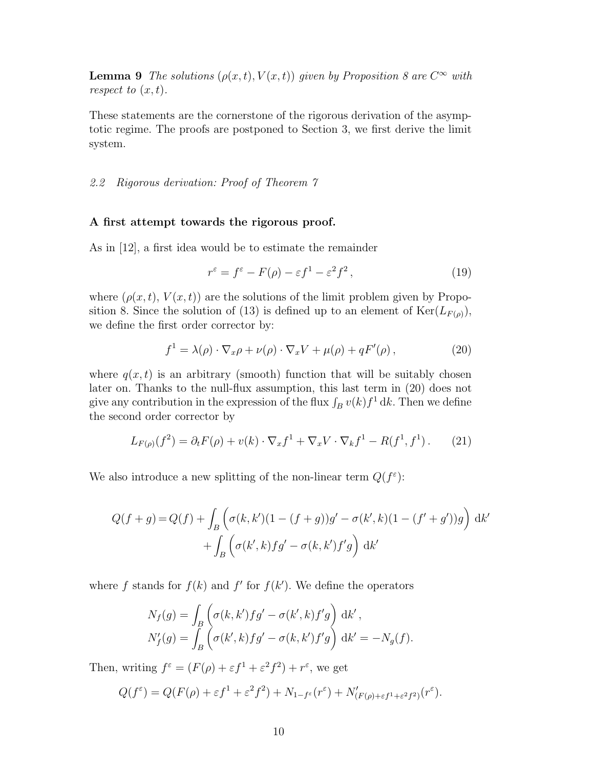**Lemma 9** *The solutions $(\rho(x,t), V(x,t))$ given by Proposition 8 are $C^\infty$ with respect to $(x,t)$.*

These statements are the cornerstone of the rigorous derivation of the asymptotic regime. The proofs are postponed to Section 3, we first derive the limit system.

### *2.2 Rigorous derivation: Proof of Theorem 7*

**A first attempt towards the rigorous proof.**

As in [12], a first idea would be to estimate the remainder

$$r^\varepsilon = f^\varepsilon - F(\rho) - \varepsilon f^1 - \varepsilon^2 f^2 \,, \tag{19}$$

where $(\rho(x,t),\, V(x,t))$ are the solutions of the limit problem given by Proposition 8. Since the solution of (13) is defined up to an element of $\mathrm{Ker}(L_{F(\rho)})$, we define the first order corrector by:

$$f^1 = \lambda(\rho)\cdot\nabla_x\rho + \nu(\rho)\cdot\nabla_x V + \mu(\rho) + qF'(\rho)\,, \tag{20}$$

where $q(x,t)$ is an arbitrary (smooth) function that will be suitably chosen later on. Thanks to the null-flux assumption, this last term in (20) does not give any contribution in the expression of the flux $\int_B v(k) f^1 \,\mathrm{d}k$. Then we define the second order corrector by

$$L_{F(\rho)}(f^2) = \partial_t F(\rho) + v(k)\cdot\nabla_x f^1 + \nabla_x V\cdot\nabla_k f^1 - R(f^1,f^1)\,. \tag{21}$$

We also introduce a new splitting of the non-linear term $Q(f^\varepsilon)$:

$$\begin{aligned} Q(f+g) = Q(f) &+ \int_B \Big(\sigma(k,k')(1-(f+g))g' - \sigma(k',k)(1-(f'+g'))g\Big)\,\mathrm{d}k' \\ &+ \int_B \Big(\sigma(k',k) f g' - \sigma(k,k') f' g\Big)\,\mathrm{d}k' \end{aligned}$$

where $f$ stands for $f(k)$ and $f'$ for $f(k')$. We define the operators

$$\begin{aligned} N_f(g) &= \int_B \Big(\sigma(k,k') f g' - \sigma(k',k) f' g\Big)\,\mathrm{d}k'\,, \\ N'_f(g) &= \int_B \Big(\sigma(k',k) f g' - \sigma(k,k') f' g\Big)\,\mathrm{d}k' = -N_g(f). \end{aligned}$$

Then, writing $f^\varepsilon = (F(\rho) + \varepsilon f^1 + \varepsilon^2 f^2) + r^\varepsilon$, we get

$$Q(f^\varepsilon) = Q(F(\rho) + \varepsilon f^1 + \varepsilon^2 f^2) + N_{1-f^\varepsilon}(r^\varepsilon) + N'_{(F(\rho)+\varepsilon f^1+\varepsilon^2 f^2)}(r^\varepsilon).$$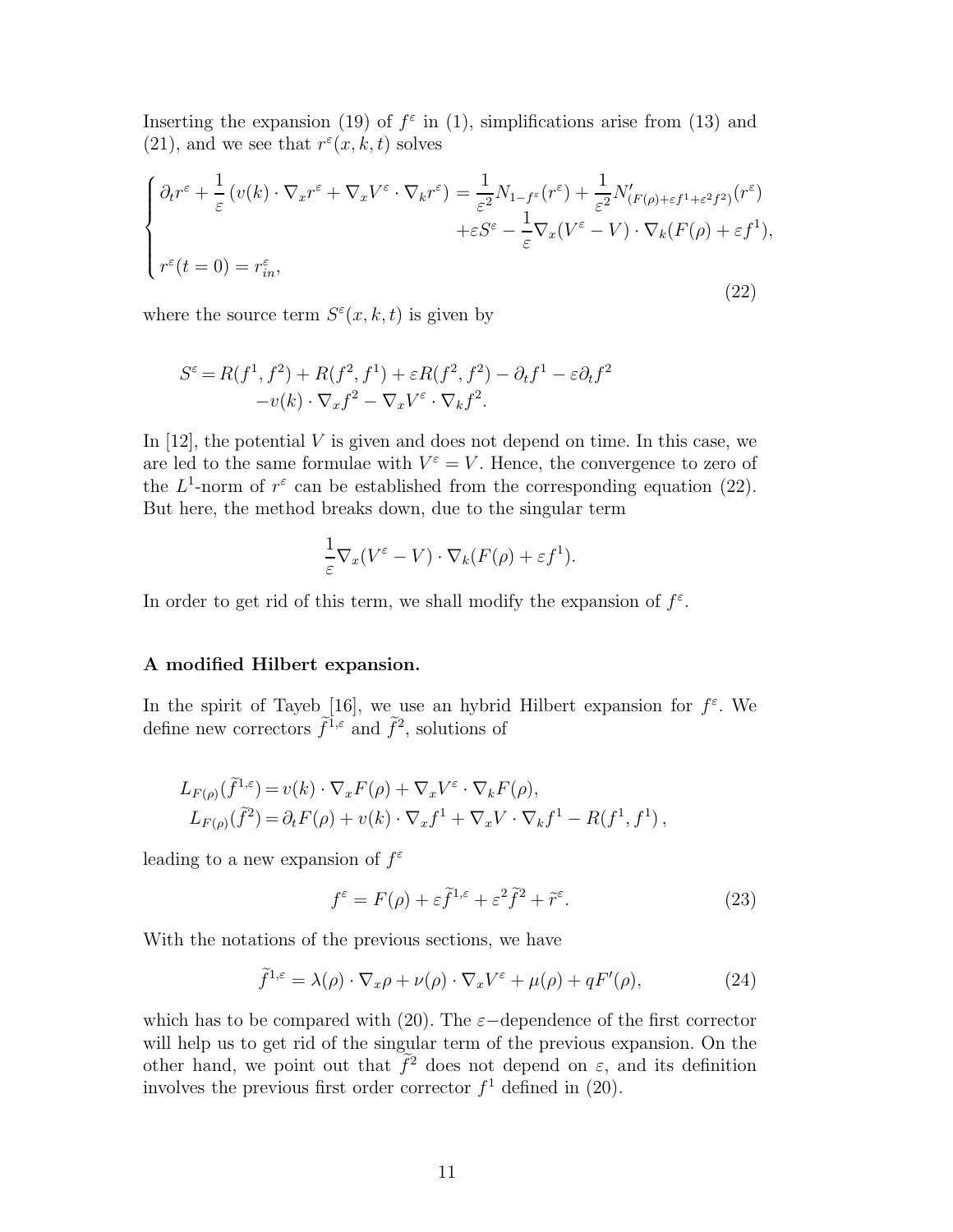Inserting the expansion (19) of $f^\varepsilon$ in (1), simplifications arise from (13) and (21), and we see that $r^\varepsilon(x,k,t)$ solves

$$
\begin{cases}
\partial_t r^\varepsilon + \dfrac{1}{\varepsilon}\left(v(k)\cdot\nabla_x r^\varepsilon + \nabla_x V^\varepsilon \cdot \nabla_k r^\varepsilon\right) = \dfrac{1}{\varepsilon^2} N_{1-f^\varepsilon}(r^\varepsilon) + \dfrac{1}{\varepsilon^2} N'_{(F(\rho)+\varepsilon f^1+\varepsilon^2 f^2)}(r^\varepsilon) \\
\qquad\qquad\qquad\qquad\qquad\qquad + \varepsilon S^\varepsilon - \dfrac{1}{\varepsilon}\nabla_x(V^\varepsilon - V)\cdot\nabla_k(F(\rho)+\varepsilon f^1), \\
r^\varepsilon(t=0) = r^\varepsilon_{in},
\end{cases}
\tag{22}
$$

where the source term $S^\varepsilon(x,k,t)$ is given by

$$
\begin{aligned}
S^\varepsilon = & R(f^1,f^2) + R(f^2,f^1) + \varepsilon R(f^2,f^2) - \partial_t f^1 - \varepsilon \partial_t f^2 \\
& - v(k)\cdot\nabla_x f^2 - \nabla_x V^\varepsilon \cdot \nabla_k f^2.
\end{aligned}
$$

In [12], the potential $V$ is given and does not depend on time. In this case, we are led to the same formulae with $V^\varepsilon = V$. Hence, the convergence to zero of the $L^1$-norm of $r^\varepsilon$ can be established from the corresponding equation (22). But here, the method breaks down, due to the singular term

$$
\frac{1}{\varepsilon}\nabla_x(V^\varepsilon - V)\cdot\nabla_k(F(\rho)+\varepsilon f^1).
$$

In order to get rid of this term, we shall modify the expansion of $f^\varepsilon$.

**A modified Hilbert expansion.**

In the spirit of Tayeb [16], we use an hybrid Hilbert expansion for $f^\varepsilon$. We define new correctors $\widetilde{f}^{1,\varepsilon}$ and $\widetilde{f}^2$, solutions of

$$
\begin{aligned}
L_{F(\rho)}(\widetilde{f}^{1,\varepsilon}) &= v(k)\cdot\nabla_x F(\rho) + \nabla_x V^\varepsilon \cdot \nabla_k F(\rho), \\
L_{F(\rho)}(\widetilde{f}^2) &= \partial_t F(\rho) + v(k)\cdot\nabla_x f^1 + \nabla_x V\cdot\nabla_k f^1 - R(f^1,f^1),
\end{aligned}
$$

leading to a new expansion of $f^\varepsilon$

$$
f^\varepsilon = F(\rho) + \varepsilon \widetilde{f}^{1,\varepsilon} + \varepsilon^2 \widetilde{f}^2 + \widetilde{r}^\varepsilon. \tag{23}
$$

With the notations of the previous sections, we have

$$
\widetilde{f}^{1,\varepsilon} = \lambda(\rho)\cdot\nabla_x\rho + \nu(\rho)\cdot\nabla_x V^\varepsilon + \mu(\rho) + qF'(\rho), \tag{24}
$$

which has to be compared with (20). The $\varepsilon-$dependence of the first corrector will help us to get rid of the singular term of the previous expansion. On the other hand, we point out that $\widetilde{f}^2$ does not depend on $\varepsilon$, and its definition involves the previous first order corrector $f^1$ defined in (20).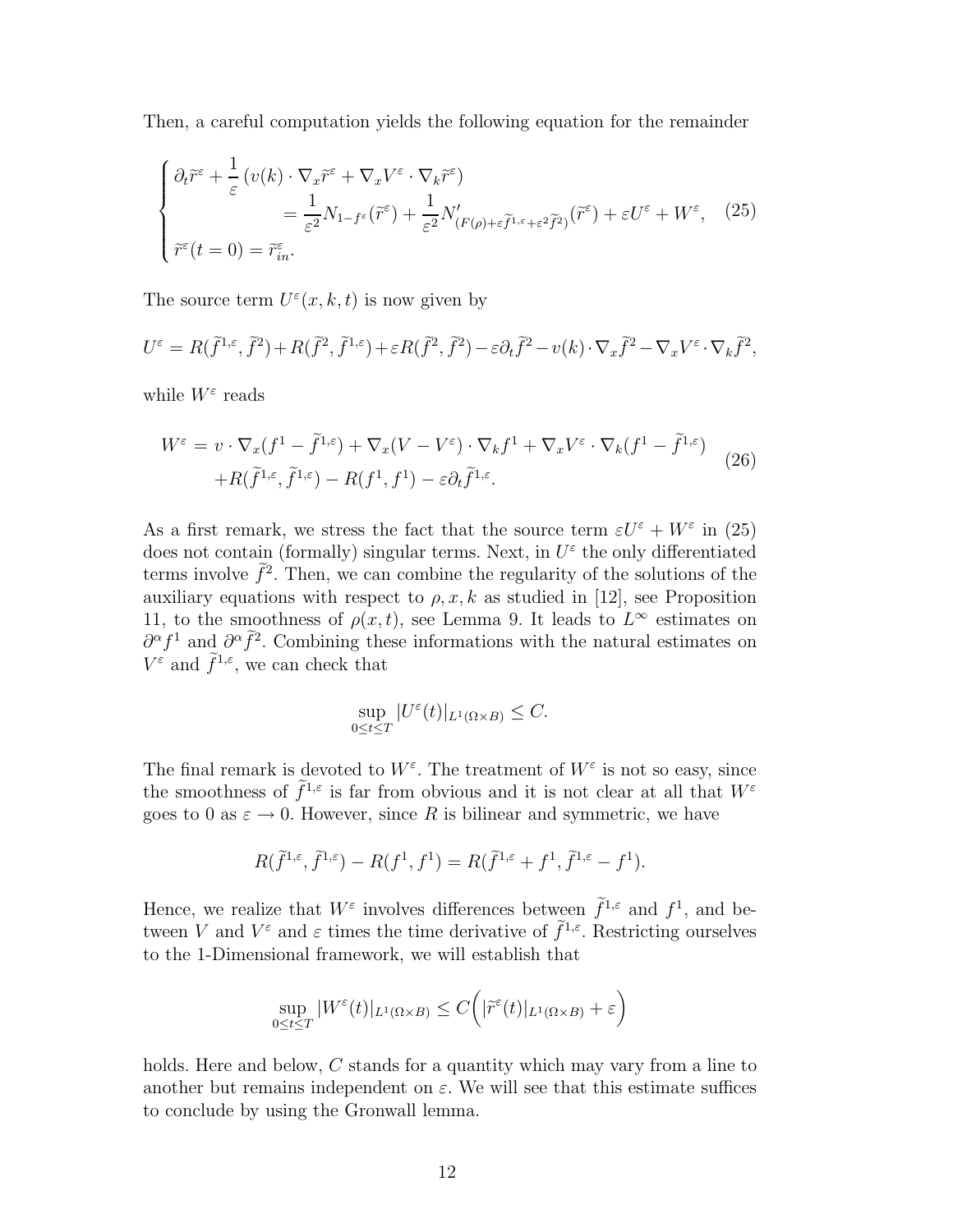Then, a careful computation yields the following equation for the remainder

$$
\begin{cases}
\partial_t \widetilde{r}^\varepsilon + \dfrac{1}{\varepsilon}\left(v(k)\cdot\nabla_x \widetilde{r}^\varepsilon + \nabla_x V^\varepsilon \cdot \nabla_k \widetilde{r}^\varepsilon\right) \\
\qquad\qquad = \dfrac{1}{\varepsilon^2} N_{1-f^\varepsilon}(\widetilde{r}^\varepsilon) + \dfrac{1}{\varepsilon^2} N'_{(F(\rho)+\varepsilon \widetilde{f}^{1,\varepsilon}+\varepsilon^2 \widetilde{f}^2)}(\widetilde{r}^\varepsilon) + \varepsilon U^\varepsilon + W^\varepsilon, \\
\widetilde{r}^\varepsilon(t=0) = \widetilde{r}^\varepsilon_{in}.
\end{cases} \tag{25}
$$

The source term $U^\varepsilon(x,k,t)$ is now given by

$$
U^\varepsilon = R(\widetilde{f}^{1,\varepsilon}, \widetilde{f}^2) + R(\widetilde{f}^2, \widetilde{f}^{1,\varepsilon}) + \varepsilon R(\widetilde{f}^2, \widetilde{f}^2) - \varepsilon \partial_t \widetilde{f}^2 - v(k)\cdot\nabla_x \widetilde{f}^2 - \nabla_x V^\varepsilon \cdot \nabla_k \widetilde{f}^2,
$$

while $W^\varepsilon$ reads

$$
\begin{aligned}
W^\varepsilon &= v\cdot\nabla_x (f^1 - \widetilde{f}^{1,\varepsilon}) + \nabla_x (V - V^\varepsilon)\cdot\nabla_k f^1 + \nabla_x V^\varepsilon \cdot \nabla_k (f^1 - \widetilde{f}^{1,\varepsilon}) \\
&\quad + R(\widetilde{f}^{1,\varepsilon}, \widetilde{f}^{1,\varepsilon}) - R(f^1, f^1) - \varepsilon \partial_t \widetilde{f}^{1,\varepsilon}.
\end{aligned} \tag{26}
$$

As a first remark, we stress the fact that the source term $\varepsilon U^\varepsilon + W^\varepsilon$ in (25) does not contain (formally) singular terms. Next, in $U^\varepsilon$ the only differentiated terms involve $\widetilde{f}^2$. Then, we can combine the regularity of the solutions of the auxiliary equations with respect to $\rho, x, k$ as studied in [12], see Proposition 11, to the smoothness of $\rho(x,t)$, see Lemma 9. It leads to $L^\infty$ estimates on $\partial^\alpha f^1$ and $\partial^\alpha \widetilde{f}^2$. Combining these informations with the natural estimates on $V^\varepsilon$ and $\widetilde{f}^{1,\varepsilon}$, we can check that

$$
\sup_{0\le t\le T} |U^\varepsilon(t)|_{L^1(\Omega\times B)} \le C.
$$

The final remark is devoted to $W^\varepsilon$. The treatment of $W^\varepsilon$ is not so easy, since the smoothness of $\widetilde{f}^{1,\varepsilon}$ is far from obvious and it is not clear at all that $W^\varepsilon$ goes to 0 as $\varepsilon \to 0$. However, since $R$ is bilinear and symmetric, we have

$$
R(\widetilde{f}^{1,\varepsilon}, \widetilde{f}^{1,\varepsilon}) - R(f^1, f^1) = R(\widetilde{f}^{1,\varepsilon} + f^1, \widetilde{f}^{1,\varepsilon} - f^1).
$$

Hence, we realize that $W^\varepsilon$ involves differences between $\widetilde{f}^{1,\varepsilon}$ and $f^1$, and between $V$ and $V^\varepsilon$ and $\varepsilon$ times the time derivative of $\widetilde{f}^{1,\varepsilon}$. Restricting ourselves to the 1-Dimensional framework, we will establish that

$$
\sup_{0\le t\le T} |W^\varepsilon(t)|_{L^1(\Omega\times B)} \le C\Big( |\widetilde{r}^\varepsilon(t)|_{L^1(\Omega\times B)} + \varepsilon \Big)
$$

holds. Here and below, $C$ stands for a quantity which may vary from a line to another but remains independent on $\varepsilon$. We will see that this estimate suffices to conclude by using the Gronwall lemma.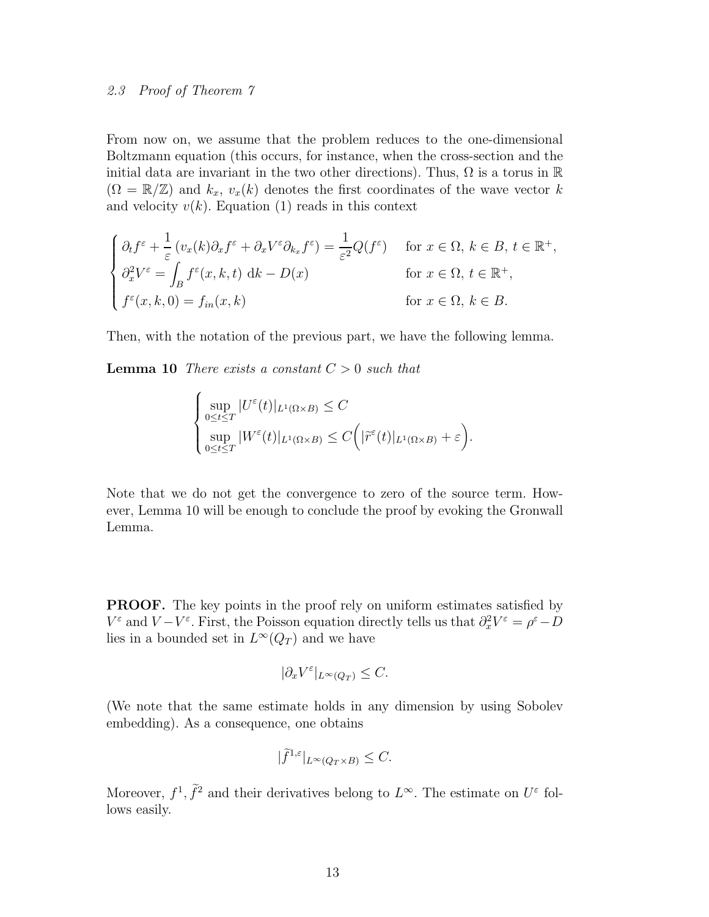### 2.3 Proof of Theorem 7

From now on, we assume that the problem reduces to the one-dimensional Boltzmann equation (this occurs, for instance, when the cross-section and the initial data are invariant in the two other directions). Thus, $\Omega$ is a torus in $\mathbb{R}$ ($\Omega = \mathbb{R}/\mathbb{Z}$) and $k_x$, $v_x(k)$ denotes the first coordinates of the wave vector $k$ and velocity $v(k)$. Equation (1) reads in this context

$$
\begin{cases}
\partial_t f^\varepsilon + \dfrac{1}{\varepsilon}\left(v_x(k)\partial_x f^\varepsilon + \partial_x V^\varepsilon \partial_{k_x} f^\varepsilon\right) = \dfrac{1}{\varepsilon^2} Q(f^\varepsilon) & \text{for } x \in \Omega,\ k \in B,\ t \in \mathbb{R}^+, \\
\partial_x^2 V^\varepsilon = \displaystyle\int_B f^\varepsilon(x,k,t)\ \mathrm{d}k - D(x) & \text{for } x \in \Omega,\ t \in \mathbb{R}^+, \\
f^\varepsilon(x,k,0) = f_{in}(x,k) & \text{for } x \in \Omega,\ k \in B.
\end{cases}
$$

Then, with the notation of the previous part, we have the following lemma.

**Lemma 10** *There exists a constant $C > 0$ such that*

$$
\begin{cases}
\displaystyle\sup_{0 \le t \le T} |U^\varepsilon(t)|_{L^1(\Omega \times B)} \le C \\
\displaystyle\sup_{0 \le t \le T} |W^\varepsilon(t)|_{L^1(\Omega \times B)} \le C\Big(|\widetilde{r}^\varepsilon(t)|_{L^1(\Omega \times B)} + \varepsilon\Big).
\end{cases}
$$

Note that we do not get the convergence to zero of the source term. However, Lemma 10 will be enough to conclude the proof by evoking the Gronwall Lemma.

**PROOF.** The key points in the proof rely on uniform estimates satisfied by $V^\varepsilon$ and $V - V^\varepsilon$. First, the Poisson equation directly tells us that $\partial_x^2 V^\varepsilon = \rho^\varepsilon - D$ lies in a bounded set in $L^\infty(Q_T)$ and we have

$$
|\partial_x V^\varepsilon|_{L^\infty(Q_T)} \le C.
$$

(We note that the same estimate holds in any dimension by using Sobolev embedding). As a consequence, one obtains

$$
|\widetilde{f}^{1,\varepsilon}|_{L^\infty(Q_T \times B)} \le C.
$$

Moreover, $f^1, \widetilde{f}^2$ and their derivatives belong to $L^\infty$. The estimate on $U^\varepsilon$ follows easily.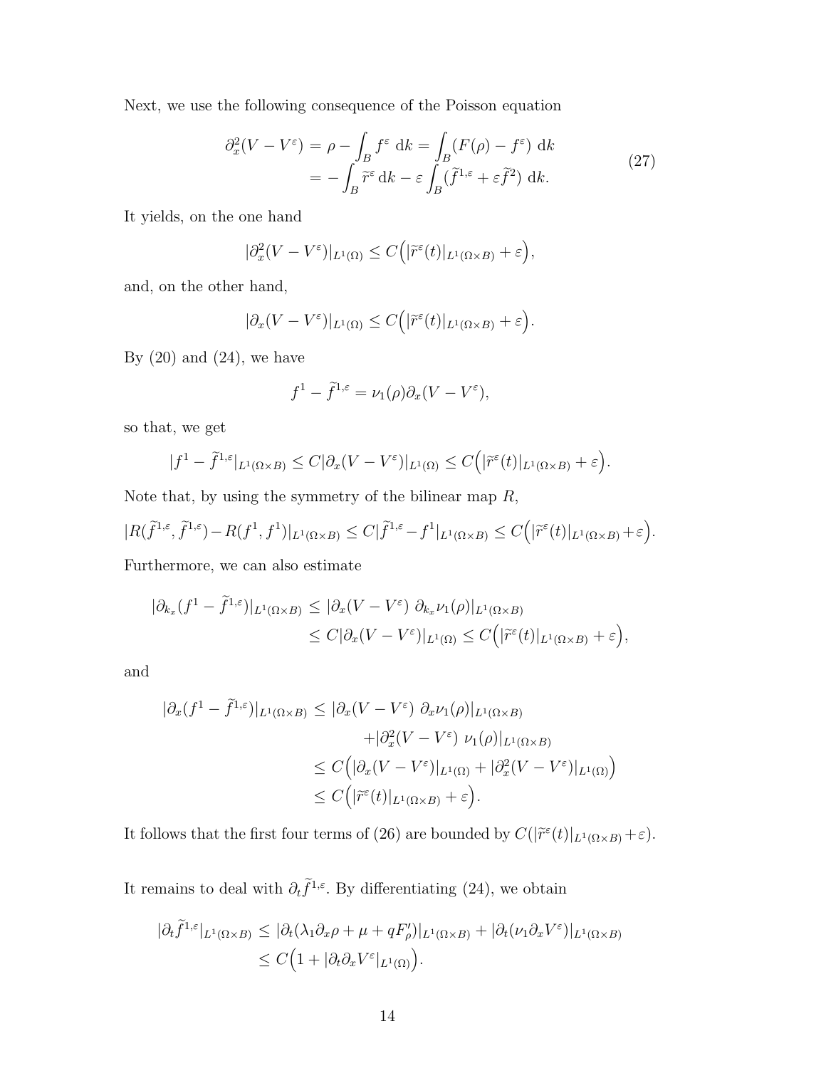Next, we use the following consequence of the Poisson equation

$$
\begin{aligned}
\partial_x^2(V - V^\varepsilon) &= \rho - \int_B f^\varepsilon \, \mathrm{d}k = \int_B (F(\rho) - f^\varepsilon) \, \mathrm{d}k \\
&= -\int_B \widetilde{r}^\varepsilon \, \mathrm{d}k - \varepsilon \int_B (\widetilde{f}^{1,\varepsilon} + \varepsilon \widetilde{f}^2) \, \mathrm{d}k.
\end{aligned}
\tag{27}
$$

It yields, on the one hand

$$
|\partial_x^2(V - V^\varepsilon)|_{L^1(\Omega)} \leq C\Big(|\widetilde{r}^\varepsilon(t)|_{L^1(\Omega\times B)} + \varepsilon\Big),
$$

and, on the other hand,

$$
|\partial_x(V - V^\varepsilon)|_{L^1(\Omega)} \leq C\Big(|\widetilde{r}^\varepsilon(t)|_{L^1(\Omega\times B)} + \varepsilon\Big).
$$

By (20) and (24), we have

$$
f^1 - \widetilde{f}^{1,\varepsilon} = \nu_1(\rho)\partial_x(V - V^\varepsilon),
$$

so that, we get

$$
|f^1 - \widetilde{f}^{1,\varepsilon}|_{L^1(\Omega\times B)} \leq C|\partial_x(V - V^\varepsilon)|_{L^1(\Omega)} \leq C\Big(|\widetilde{r}^\varepsilon(t)|_{L^1(\Omega\times B)} + \varepsilon\Big).
$$

Note that, by using the symmetry of the bilinear map $R$,

$$
|R(\widetilde{f}^{1,\varepsilon}, \widetilde{f}^{1,\varepsilon}) - R(f^1, f^1)|_{L^1(\Omega\times B)} \leq C|\widetilde{f}^{1,\varepsilon} - f^1|_{L^1(\Omega\times B)} \leq C\Big(|\widetilde{r}^\varepsilon(t)|_{L^1(\Omega\times B)} + \varepsilon\Big).
$$

Furthermore, we can also estimate

$$
\begin{aligned}
|\partial_{k_x}(f^1 - \widetilde{f}^{1,\varepsilon})|_{L^1(\Omega\times B)} &\leq |\partial_x(V - V^\varepsilon)\ \partial_{k_x}\nu_1(\rho)|_{L^1(\Omega\times B)} \\
&\leq C|\partial_x(V - V^\varepsilon)|_{L^1(\Omega)} \leq C\Big(|\widetilde{r}^\varepsilon(t)|_{L^1(\Omega\times B)} + \varepsilon\Big),
\end{aligned}
$$

and

$$
\begin{aligned}
|\partial_x(f^1 - \widetilde{f}^{1,\varepsilon})|_{L^1(\Omega\times B)} &\leq |\partial_x(V - V^\varepsilon)\ \partial_x\nu_1(\rho)|_{L^1(\Omega\times B)} \\
&\quad + |\partial_x^2(V - V^\varepsilon)\ \nu_1(\rho)|_{L^1(\Omega\times B)} \\
&\leq C\Big(|\partial_x(V - V^\varepsilon)|_{L^1(\Omega)} + |\partial_x^2(V - V^\varepsilon)|_{L^1(\Omega)}\Big) \\
&\leq C\Big(|\widetilde{r}^\varepsilon(t)|_{L^1(\Omega\times B)} + \varepsilon\Big).
\end{aligned}
$$

It follows that the first four terms of (26) are bounded by $C(|\widetilde{r}^\varepsilon(t)|_{L^1(\Omega\times B)} + \varepsilon)$.

It remains to deal with $\partial_t\widetilde{f}^{1,\varepsilon}$. By differentiating (24), we obtain

$$
\begin{aligned}
|\partial_t\widetilde{f}^{1,\varepsilon}|_{L^1(\Omega\times B)} &\leq |\partial_t(\lambda_1\partial_x\rho + \mu + qF'_\rho)|_{L^1(\Omega\times B)} + |\partial_t(\nu_1\partial_x V^\varepsilon)|_{L^1(\Omega\times B)} \\
&\leq C\Big(1 + |\partial_t\partial_x V^\varepsilon|_{L^1(\Omega)}\Big).
\end{aligned}
$$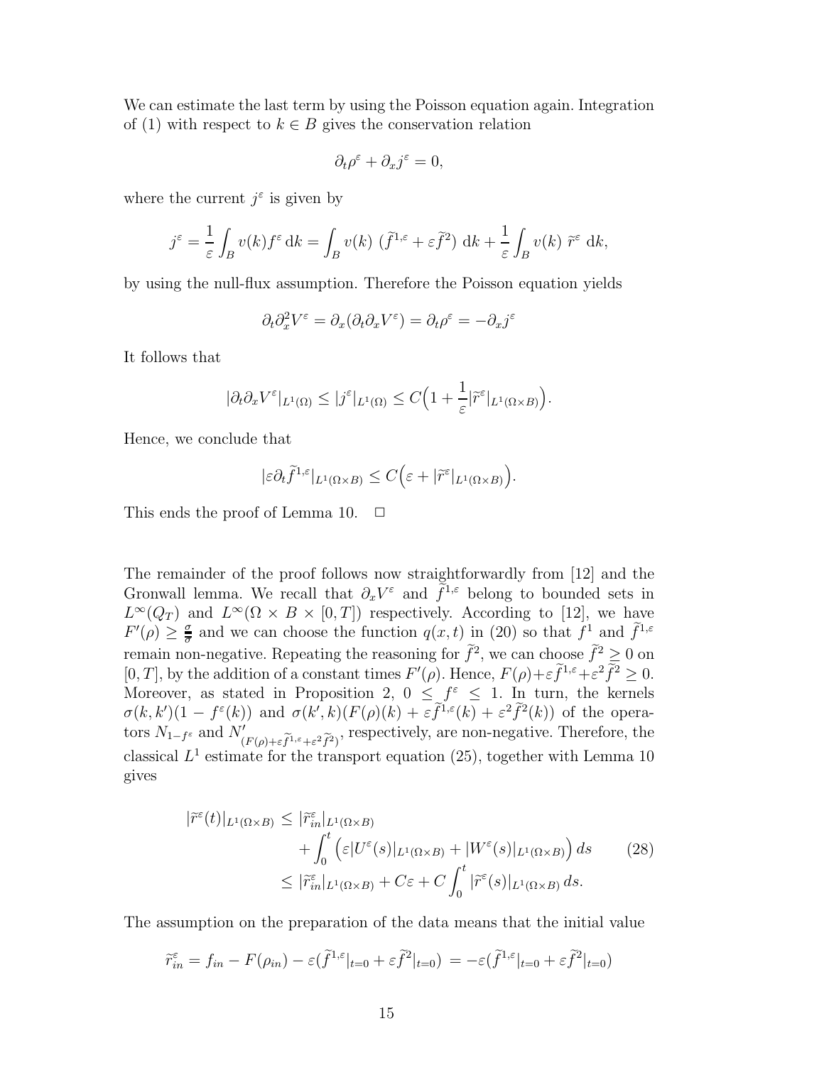We can estimate the last term by using the Poisson equation again. Integration of (1) with respect to $k \in B$ gives the conservation relation

$$\partial_t \rho^\varepsilon + \partial_x j^\varepsilon = 0,$$

where the current $j^\varepsilon$ is given by

$$j^\varepsilon = \frac{1}{\varepsilon} \int_B v(k) f^\varepsilon \, \mathrm{d}k = \int_B v(k) \; (\widetilde{f}^{1,\varepsilon} + \varepsilon \widetilde{f}^2) \; \mathrm{d}k + \frac{1}{\varepsilon} \int_B v(k) \; \widetilde{r}^\varepsilon \; \mathrm{d}k,$$

by using the null-flux assumption. Therefore the Poisson equation yields

$$\partial_t \partial_x^2 V^\varepsilon = \partial_x (\partial_t \partial_x V^\varepsilon) = \partial_t \rho^\varepsilon = -\partial_x j^\varepsilon$$

It follows that

$$|\partial_t \partial_x V^\varepsilon|_{L^1(\Omega)} \leq |j^\varepsilon|_{L^1(\Omega)} \leq C \Big( 1 + \frac{1}{\varepsilon} |\widetilde{r}^\varepsilon|_{L^1(\Omega \times B)} \Big).$$

Hence, we conclude that

$$|\varepsilon \partial_t \widetilde{f}^{1,\varepsilon}|_{L^1(\Omega \times B)} \leq C \Big( \varepsilon + |\widetilde{r}^\varepsilon|_{L^1(\Omega \times B)} \Big).$$

This ends the proof of Lemma 10. $\square$

The remainder of the proof follows now straightforwardly from [12] and the Gronwall lemma. We recall that $\partial_x V^\varepsilon$ and $\widetilde{f}^{1,\varepsilon}$ belong to bounded sets in $L^\infty(Q_T)$ and $L^\infty(\Omega \times B \times [0,T])$ respectively. According to [12], we have $F'(\rho) \geq \frac{\boldsymbol{\sigma}}{\overline{\sigma}}$ and we can choose the function $q(x,t)$ in (20) so that $f^1$ and $\widetilde{f}^{1,\varepsilon}$ remain non-negative. Repeating the reasoning for $\widetilde{f}^2$, we can choose $\widetilde{f}^2 \geq 0$ on $[0,T]$, by the addition of a constant times $F'(\rho)$. Hence, $F(\rho) + \varepsilon \widetilde{f}^{1,\varepsilon} + \varepsilon^2 \widetilde{f}^2 \geq 0$. Moreover, as stated in Proposition 2, $0 \leq f^\varepsilon \leq 1$. In turn, the kernels $\sigma(k,k')(1 - f^\varepsilon(k))$ and $\sigma(k',k)(F(\rho)(k) + \varepsilon \widetilde{f}^{1,\varepsilon}(k) + \varepsilon^2 \widetilde{f}^2(k))$ of the operators $N_{1-f^\varepsilon}$ and $N'_{(F(\rho)+\varepsilon \widetilde{f}^{1,\varepsilon} + \varepsilon^2 \widetilde{f}^2)}$, respectively, are non-negative. Therefore, the classical $L^1$ estimate for the transport equation (25), together with Lemma 10 gives

$$\begin{aligned} |\widetilde{r}^\varepsilon(t)|_{L^1(\Omega \times B)} &\leq |\widetilde{r}^\varepsilon_{in}|_{L^1(\Omega \times B)} \\ &\quad + \int_0^t \Big( \varepsilon |U^\varepsilon(s)|_{L^1(\Omega \times B)} + |W^\varepsilon(s)|_{L^1(\Omega \times B)} \Big) \, ds \\ &\leq |\widetilde{r}^\varepsilon_{in}|_{L^1(\Omega \times B)} + C\varepsilon + C \int_0^t |\widetilde{r}^\varepsilon(s)|_{L^1(\Omega \times B)} \, ds. \end{aligned} \tag{28}$$

The assumption on the preparation of the data means that the initial value

$$\widetilde{r}^\varepsilon_{in} = f_{in} - F(\rho_{in}) - \varepsilon (\widetilde{f}^{1,\varepsilon}|_{t=0} + \varepsilon \widetilde{f}^2|_{t=0}) = -\varepsilon (\widetilde{f}^{1,\varepsilon}|_{t=0} + \varepsilon \widetilde{f}^2|_{t=0})$$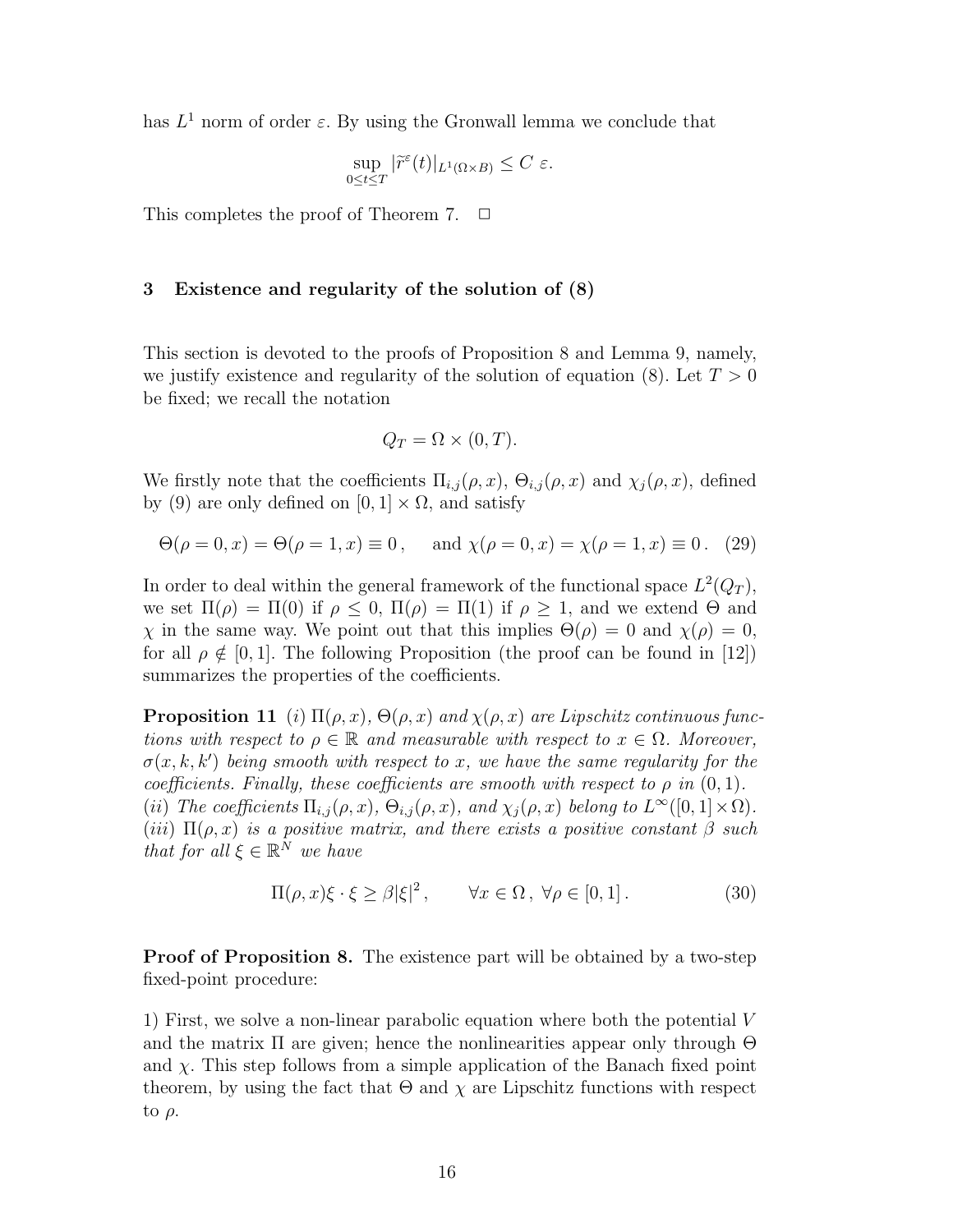has $L^1$ norm of order $\varepsilon$. By using the Gronwall lemma we conclude that

$$\sup_{0\le t\le T} |\widetilde{r}^\varepsilon(t)|_{L^1(\Omega\times B)} \le C\ \varepsilon.$$

This completes the proof of Theorem 7. $\Box$

## 3 Existence and regularity of the solution of (8)

This section is devoted to the proofs of Proposition 8 and Lemma 9, namely, we justify existence and regularity of the solution of equation (8). Let $T>0$ be fixed; we recall the notation

$$Q_T = \Omega \times (0,T).$$

We firstly note that the coefficients $\Pi_{i,j}(\rho,x)$, $\Theta_{i,j}(\rho,x)$ and $\chi_j(\rho,x)$, defined by (9) are only defined on $[0,1]\times\Omega$, and satisfy

$$\Theta(\rho=0,x) = \Theta(\rho=1,x) \equiv 0\,, \qquad \text{and } \chi(\rho=0,x) = \chi(\rho=1,x) \equiv 0\,. \quad (29)$$

In order to deal within the general framework of the functional space $L^2(Q_T)$, we set $\Pi(\rho) = \Pi(0)$ if $\rho \le 0$, $\Pi(\rho) = \Pi(1)$ if $\rho \ge 1$, and we extend $\Theta$ and $\chi$ in the same way. We point out that this implies $\Theta(\rho) = 0$ and $\chi(\rho)=0$, for all $\rho \notin [0,1]$. The following Proposition (the proof can be found in [12]) summarizes the properties of the coefficients.

**Proposition 11** *(i) $\Pi(\rho,x)$, $\Theta(\rho,x)$ and $\chi(\rho,x)$ are Lipschitz continuous functions with respect to $\rho\in\mathbb{R}$ and measurable with respect to $x\in\Omega$. Moreover, $\sigma(x,k,k')$ being smooth with respect to $x$, we have the same regularity for the coefficients. Finally, these coefficients are smooth with respect to $\rho$ in $(0,1)$.*
*(ii) The coefficients $\Pi_{i,j}(\rho,x)$, $\Theta_{i,j}(\rho,x)$, and $\chi_j(\rho,x)$ belong to $L^\infty([0,1]\times\Omega)$.*
*(iii) $\Pi(\rho,x)$ is a positive matrix, and there exists a positive constant $\beta$ such that for all $\xi\in\mathbb{R}^N$ we have*

$$\Pi(\rho,x)\xi\cdot\xi \ge \beta|\xi|^2\,, \qquad \forall x\in\Omega\,,\ \forall\rho\in[0,1]\,. \quad (30)$$

**Proof of Proposition 8.** The existence part will be obtained by a two-step fixed-point procedure:

1) First, we solve a non-linear parabolic equation where both the potential $V$ and the matrix $\Pi$ are given; hence the nonlinearities appear only through $\Theta$ and $\chi$. This step follows from a simple application of the Banach fixed point theorem, by using the fact that $\Theta$ and $\chi$ are Lipschitz functions with respect to $\rho$.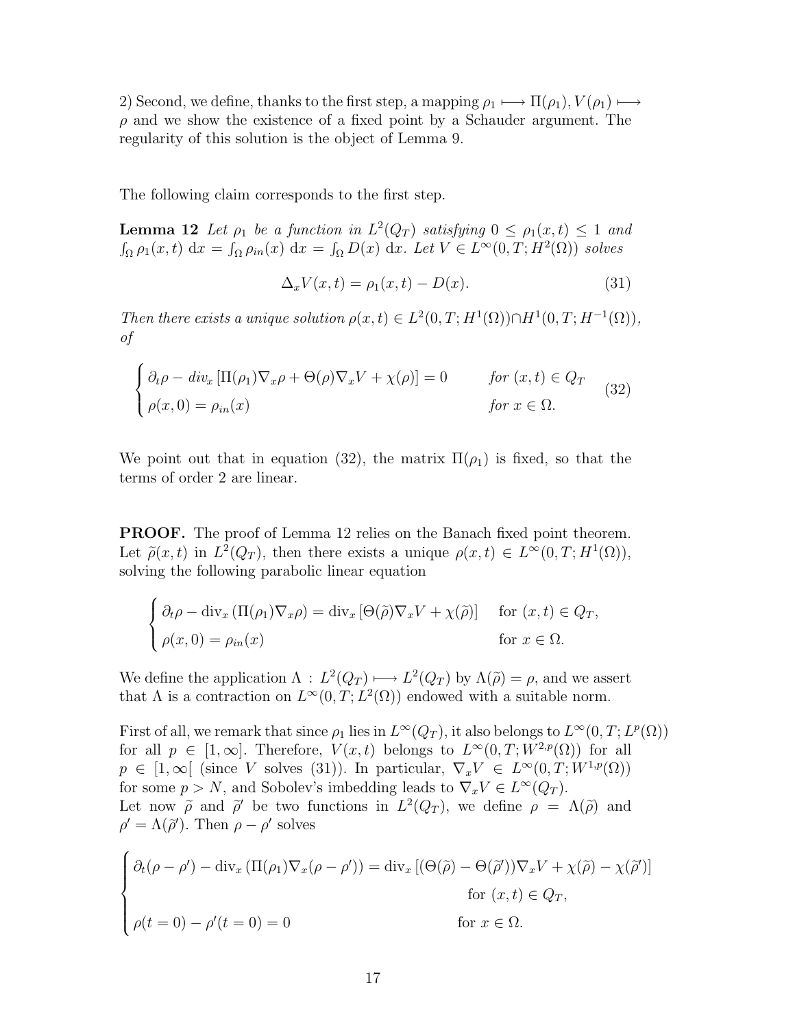2) Second, we define, thanks to the first step, a mapping $\rho_1 \longmapsto \Pi(\rho_1), V(\rho_1) \longmapsto \rho$ and we show the existence of a fixed point by a Schauder argument. The regularity of this solution is the object of Lemma 9.

The following claim corresponds to the first step.

**Lemma 12** *Let $\rho_1$ be a function in $L^2(Q_T)$ satisfying $0 \leq \rho_1(x,t) \leq 1$ and $\int_\Omega \rho_1(x,t)\,\mathrm{d}x = \int_\Omega \rho_{in}(x)\,\mathrm{d}x = \int_\Omega D(x)\,\mathrm{d}x$. Let $V \in L^\infty(0,T;H^2(\Omega))$ solves*

$$\Delta_x V(x,t) = \rho_1(x,t) - D(x). \tag{31}$$

*Then there exists a unique solution $\rho(x,t) \in L^2(0,T;H^1(\Omega)) \cap H^1(0,T;H^{-1}(\Omega))$, of*

$$\begin{cases} \partial_t \rho - div_x \left[\Pi(\rho_1)\nabla_x \rho + \Theta(\rho)\nabla_x V + \chi(\rho)\right] = 0 & \text{for } (x,t) \in Q_T \\ \rho(x,0) = \rho_{in}(x) & \text{for } x \in \Omega. \end{cases} \tag{32}$$

We point out that in equation (32), the matrix $\Pi(\rho_1)$ is fixed, so that the terms of order 2 are linear.

**PROOF.** The proof of Lemma 12 relies on the Banach fixed point theorem. Let $\widetilde{\rho}(x,t)$ in $L^2(Q_T)$, then there exists a unique $\rho(x,t) \in L^\infty(0,T;H^1(\Omega))$, solving the following parabolic linear equation

$$\begin{cases} \partial_t \rho - \mathrm{div}_x\left(\Pi(\rho_1)\nabla_x \rho\right) = \mathrm{div}_x\left[\Theta(\widetilde{\rho})\nabla_x V + \chi(\widetilde{\rho})\right] & \text{for } (x,t) \in Q_T, \\ \rho(x,0) = \rho_{in}(x) & \text{for } x \in \Omega. \end{cases}$$

We define the application $\Lambda : L^2(Q_T) \longmapsto L^2(Q_T)$ by $\Lambda(\widetilde{\rho}) = \rho$, and we assert that $\Lambda$ is a contraction on $L^\infty(0,T;L^2(\Omega))$ endowed with a suitable norm.

First of all, we remark that since $\rho_1$ lies in $L^\infty(Q_T)$, it also belongs to $L^\infty(0,T;L^p(\Omega))$ for all $p \in [1,\infty]$. Therefore, $V(x,t)$ belongs to $L^\infty(0,T;W^{2,p}(\Omega))$ for all $p \in [1,\infty[$ (since $V$ solves (31)). In particular, $\nabla_x V \in L^\infty(0,T;W^{1,p}(\Omega))$ for some $p > N$, and Sobolev's imbedding leads to $\nabla_x V \in L^\infty(Q_T)$.
Let now $\widetilde{\rho}$ and $\widetilde{\rho}'$ be two functions in $L^2(Q_T)$, we define $\rho = \Lambda(\widetilde{\rho})$ and $\rho' = \Lambda(\widetilde{\rho}')$. Then $\rho - \rho'$ solves

$$\begin{cases} \partial_t(\rho - \rho') - \mathrm{div}_x\left(\Pi(\rho_1)\nabla_x(\rho - \rho')\right) = \mathrm{div}_x\left[(\Theta(\widetilde{\rho}) - \Theta(\widetilde{\rho}'))\nabla_x V + \chi(\widetilde{\rho}) - \chi(\widetilde{\rho}')\right] \\ \qquad\qquad\qquad\qquad\qquad\qquad\qquad\qquad\qquad\qquad \text{for } (x,t) \in Q_T, \\ \rho(t=0) - \rho'(t=0) = 0 \qquad\qquad\qquad\qquad\qquad\quad \text{for } x \in \Omega. \end{cases}$$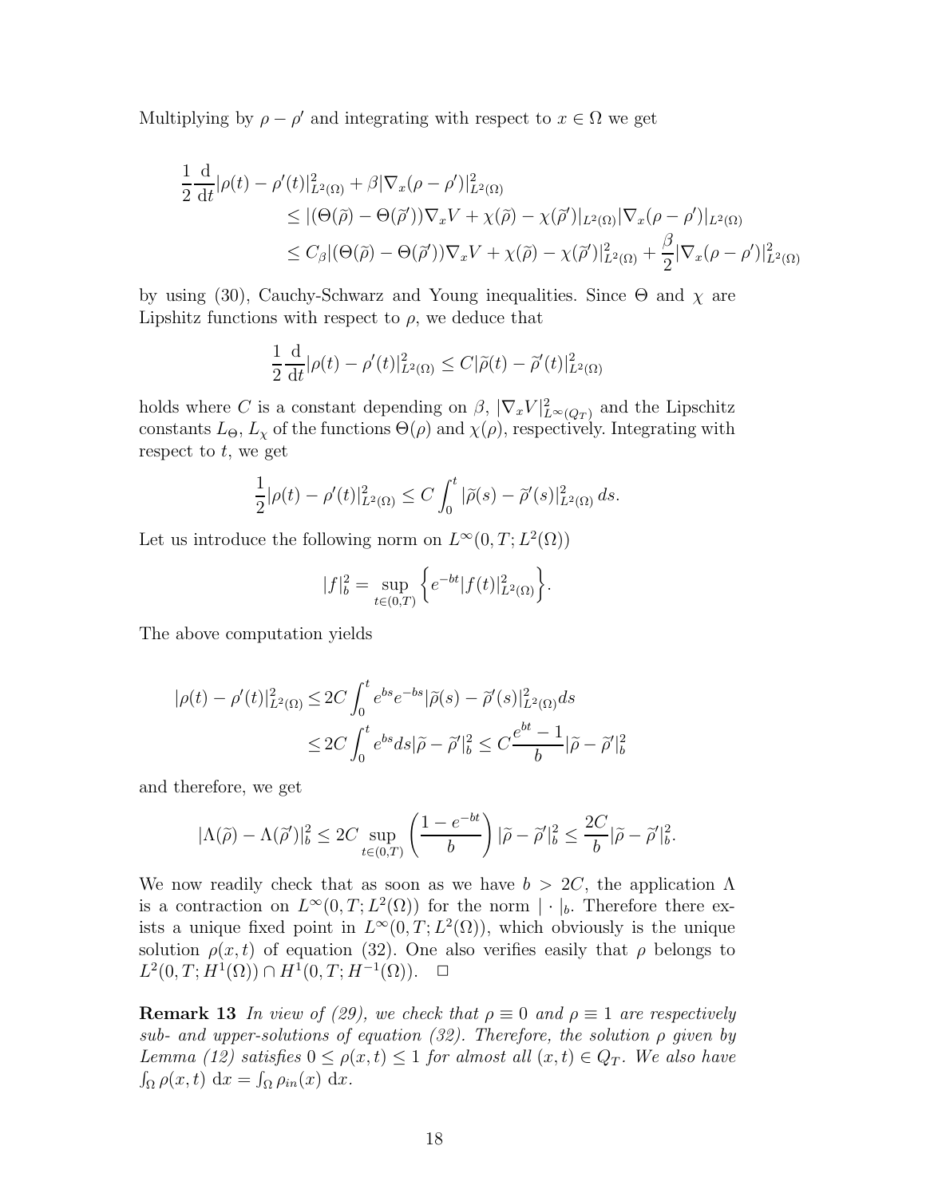Multiplying by $\rho - \rho'$ and integrating with respect to $x \in \Omega$ we get

$$
\begin{aligned}
\frac{1}{2}\frac{\mathrm{d}}{\mathrm{d}t}|\rho(t) - \rho'(t)|^2_{L^2(\Omega)} &+ \beta|\nabla_x(\rho - \rho')|^2_{L^2(\Omega)} \\
&\leq |(\Theta(\widetilde{\rho}) - \Theta(\widetilde{\rho}'))\nabla_x V + \chi(\widetilde{\rho}) - \chi(\widetilde{\rho}')|_{L^2(\Omega)}|\nabla_x(\rho - \rho')|_{L^2(\Omega)} \\
&\leq C_\beta|(\Theta(\widetilde{\rho}) - \Theta(\widetilde{\rho}'))\nabla_x V + \chi(\widetilde{\rho}) - \chi(\widetilde{\rho}')|^2_{L^2(\Omega)} + \frac{\beta}{2}|\nabla_x(\rho - \rho')|^2_{L^2(\Omega)}
\end{aligned}
$$

by using (30), Cauchy-Schwarz and Young inequalities. Since $\Theta$ and $\chi$ are Lipshitz functions with respect to $\rho$, we deduce that

$$
\frac{1}{2}\frac{\mathrm{d}}{\mathrm{d}t}|\rho(t) - \rho'(t)|^2_{L^2(\Omega)} \leq C|\widetilde{\rho}(t) - \widetilde{\rho}'(t)|^2_{L^2(\Omega)}
$$

holds where $C$ is a constant depending on $\beta$, $|\nabla_x V|^2_{L^\infty(Q_T)}$ and the Lipschitz constants $L_\Theta$, $L_\chi$ of the functions $\Theta(\rho)$ and $\chi(\rho)$, respectively. Integrating with respect to $t$, we get

$$
\frac{1}{2}|\rho(t) - \rho'(t)|^2_{L^2(\Omega)} \leq C\int_0^t |\widetilde{\rho}(s) - \widetilde{\rho}'(s)|^2_{L^2(\Omega)}\, ds.
$$

Let us introduce the following norm on $L^\infty(0,T;L^2(\Omega))$

$$
|f|_b^2 = \sup_{t \in (0,T)} \Big\{ e^{-bt}|f(t)|^2_{L^2(\Omega)} \Big\}.
$$

The above computation yields

$$
\begin{aligned}
|\rho(t) - \rho'(t)|^2_{L^2(\Omega)} \leq & 2C\int_0^t e^{bs}e^{-bs}|\widetilde{\rho}(s) - \widetilde{\rho}'(s)|^2_{L^2(\Omega)} ds \\
\leq & 2C\int_0^t e^{bs} ds |\widetilde{\rho} - \widetilde{\rho}'|_b^2 \leq C\frac{e^{bt}-1}{b}|\widetilde{\rho} - \widetilde{\rho}'|_b^2
\end{aligned}
$$

and therefore, we get

$$
|\Lambda(\widetilde{\rho}) - \Lambda(\widetilde{\rho}')|_b^2 \leq 2C \sup_{t\in(0,T)} \left(\frac{1 - e^{-bt}}{b}\right)|\widetilde{\rho} - \widetilde{\rho}'|_b^2 \leq \frac{2C}{b}|\widetilde{\rho} - \widetilde{\rho}'|_b^2.
$$

We now readily check that as soon as we have $b > 2C$, the application $\Lambda$ is a contraction on $L^\infty(0,T;L^2(\Omega))$ for the norm $|\cdot|_b$. Therefore there exists a unique fixed point in $L^\infty(0,T;L^2(\Omega))$, which obviously is the unique solution $\rho(x,t)$ of equation (32). One also verifies easily that $\rho$ belongs to $L^2(0,T;H^1(\Omega)) \cap H^1(0,T;H^{-1}(\Omega))$. $\square$

**Remark 13** *In view of (29), we check that $\rho \equiv 0$ and $\rho \equiv 1$ are respectively sub- and upper-solutions of equation (32). Therefore, the solution $\rho$ given by Lemma (12) satisfies $0 \leq \rho(x,t) \leq 1$ for almost all $(x,t) \in Q_T$. We also have $\int_\Omega \rho(x,t)\ \mathrm{d}x = \int_\Omega \rho_{in}(x)\ \mathrm{d}x$.*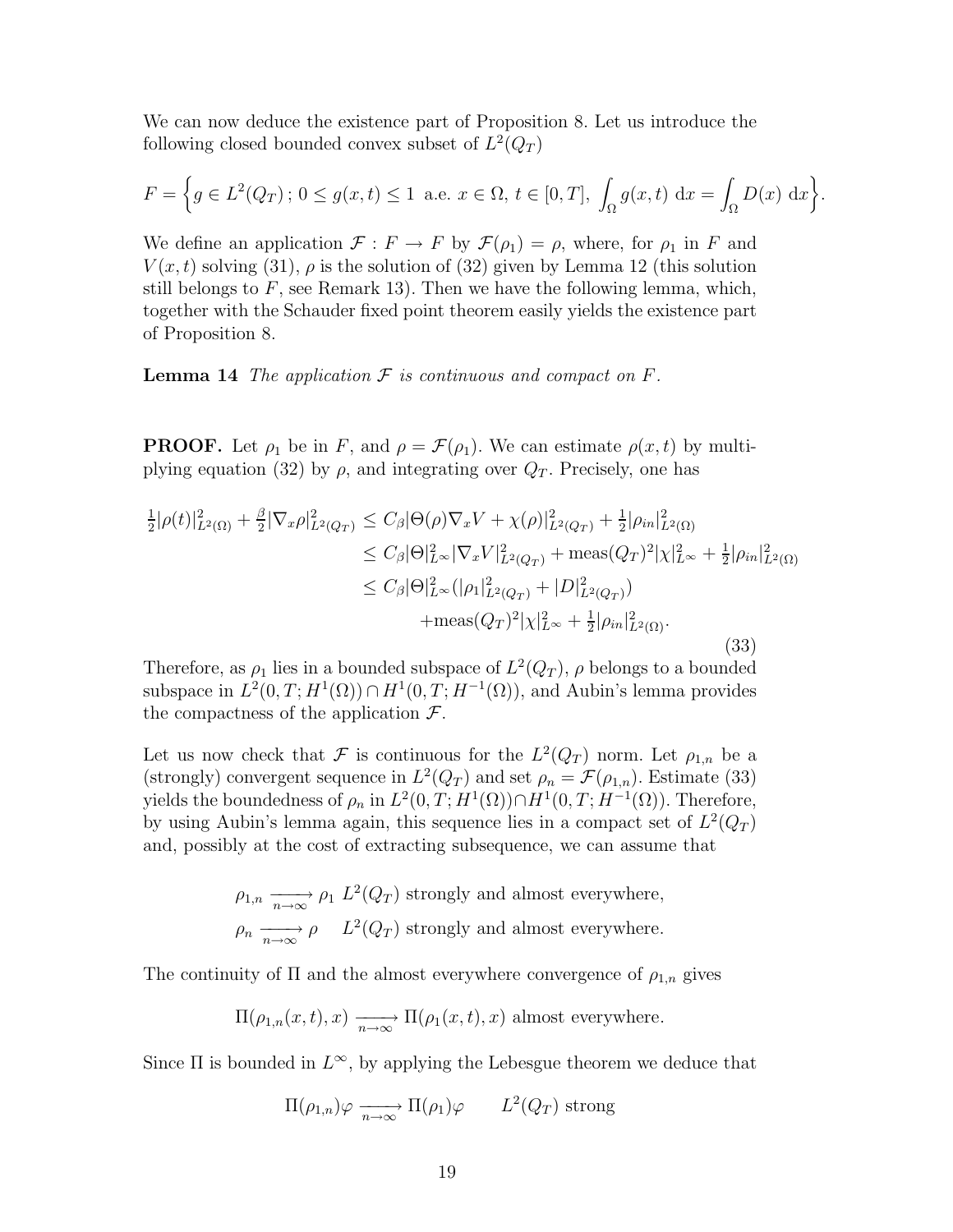We can now deduce the existence part of Proposition 8. Let us introduce the following closed bounded convex subset of $L^2(Q_T)$

$$F = \Big\{ g \in L^2(Q_T)\,;\, 0 \le g(x,t) \le 1 \text{ a.e. } x \in \Omega,\ t \in [0,T],\ \int_\Omega g(x,t)\ \mathrm{d}x = \int_\Omega D(x)\ \mathrm{d}x \Big\}.$$

We define an application $\mathcal{F} : F \to F$ by $\mathcal{F}(\rho_1) = \rho$, where, for $\rho_1$ in $F$ and $V(x,t)$ solving (31), $\rho$ is the solution of (32) given by Lemma 12 (this solution still belongs to $F$, see Remark 13). Then we have the following lemma, which, together with the Schauder fixed point theorem easily yields the existence part of Proposition 8.

**Lemma 14** *The application $\mathcal{F}$ is continuous and compact on $F$.*

**PROOF.** Let $\rho_1$ be in $F$, and $\rho = \mathcal{F}(\rho_1)$. We can estimate $\rho(x,t)$ by multiplying equation (32) by $\rho$, and integrating over $Q_T$. Precisely, one has

$$\begin{aligned}
\tfrac{1}{2}|\rho(t)|^2_{L^2(\Omega)} + \tfrac{\beta}{2}|\nabla_x \rho|^2_{L^2(Q_T)} &\le C_\beta |\Theta(\rho)\nabla_x V + \chi(\rho)|^2_{L^2(Q_T)} + \tfrac{1}{2}|\rho_{in}|^2_{L^2(\Omega)} \\
&\le C_\beta |\Theta|^2_{L^\infty}|\nabla_x V|^2_{L^2(Q_T)} + \mathrm{meas}(Q_T)^2|\chi|^2_{L^\infty} + \tfrac{1}{2}|\rho_{in}|^2_{L^2(\Omega)} \\
&\le C_\beta |\Theta|^2_{L^\infty}(|\rho_1|^2_{L^2(Q_T)} + |D|^2_{L^2(Q_T)}) \\
&\qquad + \mathrm{meas}(Q_T)^2|\chi|^2_{L^\infty} + \tfrac{1}{2}|\rho_{in}|^2_{L^2(\Omega)}.
\end{aligned} \tag{33}$$

Therefore, as $\rho_1$ lies in a bounded subspace of $L^2(Q_T)$, $\rho$ belongs to a bounded subspace in $L^2(0,T;H^1(\Omega)) \cap H^1(0,T;H^{-1}(\Omega))$, and Aubin's lemma provides the compactness of the application $\mathcal{F}$.

Let us now check that $\mathcal{F}$ is continuous for the $L^2(Q_T)$ norm. Let $\rho_{1,n}$ be a (strongly) convergent sequence in $L^2(Q_T)$ and set $\rho_n = \mathcal{F}(\rho_{1,n})$. Estimate (33) yields the boundedness of $\rho_n$ in $L^2(0,T;H^1(\Omega)) \cap H^1(0,T;H^{-1}(\Omega))$. Therefore, by using Aubin's lemma again, this sequence lies in a compact set of $L^2(Q_T)$ and, possibly at the cost of extracting subsequence, we can assume that

$$\begin{aligned}
&\rho_{1,n} \xrightarrow[n\to\infty]{} \rho_1 \ \ L^2(Q_T) \text{ strongly and almost everywhere,} \\
&\rho_n \xrightarrow[n\to\infty]{} \rho \quad L^2(Q_T) \text{ strongly and almost everywhere.}
\end{aligned}$$

The continuity of $\Pi$ and the almost everywhere convergence of $\rho_{1,n}$ gives

$$\Pi(\rho_{1,n}(x,t),x) \xrightarrow[n\to\infty]{} \Pi(\rho_1(x,t),x) \text{ almost everywhere.}$$

Since $\Pi$ is bounded in $L^\infty$, by applying the Lebesgue theorem we deduce that

$$\Pi(\rho_{1,n})\varphi \xrightarrow[n\to\infty]{} \Pi(\rho_1)\varphi \qquad L^2(Q_T) \text{ strong}$$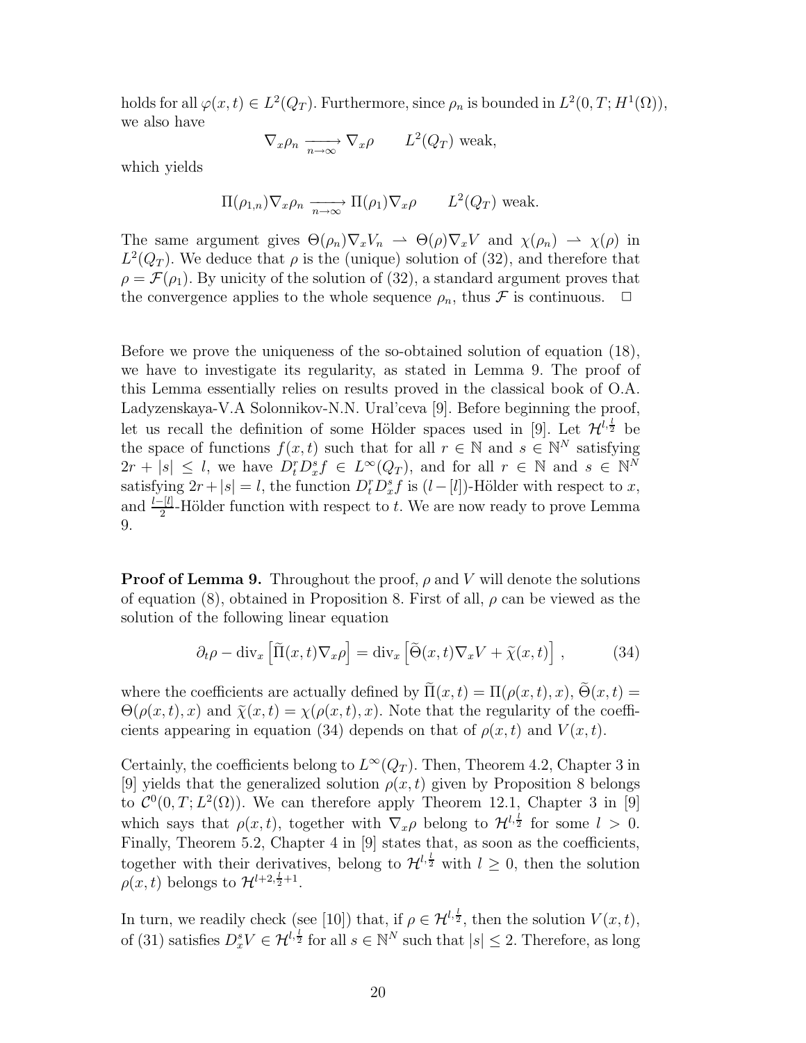holds for all $\varphi(x,t) \in L^2(Q_T)$. Furthermore, since $\rho_n$ is bounded in $L^2(0,T;H^1(\Omega))$, we also have

$$\nabla_x \rho_n \xrightarrow[n\to\infty]{} \nabla_x \rho \qquad L^2(Q_T) \text{ weak},$$

which yields

$$\Pi(\rho_{1,n})\nabla_x \rho_n \xrightarrow[n\to\infty]{} \Pi(\rho_1)\nabla_x \rho \qquad L^2(Q_T) \text{ weak}.$$

The same argument gives $\Theta(\rho_n)\nabla_x V_n \rightharpoonup \Theta(\rho)\nabla_x V$ and $\chi(\rho_n) \rightharpoonup \chi(\rho)$ in $L^2(Q_T)$. We deduce that $\rho$ is the (unique) solution of (32), and therefore that $\rho = \mathcal{F}(\rho_1)$. By unicity of the solution of (32), a standard argument proves that the convergence applies to the whole sequence $\rho_n$, thus $\mathcal{F}$ is continuous. $\square$

Before we prove the uniqueness of the so-obtained solution of equation (18), we have to investigate its regularity, as stated in Lemma 9. The proof of this Lemma essentially relies on results proved in the classical book of O.A. Ladyzenskaya-V.A Solonnikov-N.N. Ural'ceva [9]. Before beginning the proof, let us recall the definition of some Hölder spaces used in [9]. Let $\mathcal{H}^{l,\frac{l}{2}}$ be the space of functions $f(x,t)$ such that for all $r \in \mathbb{N}$ and $s \in \mathbb{N}^N$ satisfying $2r + |s| \leq l$, we have $D_t^r D_x^s f \in L^\infty(Q_T)$, and for all $r \in \mathbb{N}$ and $s \in \mathbb{N}^N$ satisfying $2r+|s| = l$, the function $D_t^r D_x^s f$ is $(l-[l])$-Hölder with respect to $x$, and $\frac{l-[l]}{2}$-Hölder function with respect to $t$. We are now ready to prove Lemma 9.

**Proof of Lemma 9.** Throughout the proof, $\rho$ and $V$ will denote the solutions of equation (8), obtained in Proposition 8. First of all, $\rho$ can be viewed as the solution of the following linear equation

$$\partial_t \rho - \mathrm{div}_x \left[\widetilde{\Pi}(x,t)\nabla_x \rho\right] = \mathrm{div}_x \left[\widetilde{\Theta}(x,t)\nabla_x V + \widetilde{\chi}(x,t)\right], \tag{34}$$

where the coefficients are actually defined by $\widetilde{\Pi}(x,t) = \Pi(\rho(x,t),x)$, $\widetilde{\Theta}(x,t) = \Theta(\rho(x,t),x)$ and $\widetilde{\chi}(x,t) = \chi(\rho(x,t),x)$. Note that the regularity of the coefficients appearing in equation (34) depends on that of $\rho(x,t)$ and $V(x,t)$.

Certainly, the coefficients belong to $L^\infty(Q_T)$. Then, Theorem 4.2, Chapter 3 in [9] yields that the generalized solution $\rho(x,t)$ given by Proposition 8 belongs to $\mathcal{C}^0(0,T;L^2(\Omega))$. We can therefore apply Theorem 12.1, Chapter 3 in [9] which says that $\rho(x,t)$, together with $\nabla_x \rho$ belong to $\mathcal{H}^{l,\frac{l}{2}}$ for some $l > 0$. Finally, Theorem 5.2, Chapter 4 in [9] states that, as soon as the coefficients, together with their derivatives, belong to $\mathcal{H}^{l,\frac{l}{2}}$ with $l \geq 0$, then the solution $\rho(x,t)$ belongs to $\mathcal{H}^{l+2,\frac{l}{2}+1}$.

In turn, we readily check (see [10]) that, if $\rho \in \mathcal{H}^{l,\frac{l}{2}}$, then the solution $V(x,t)$, of (31) satisfies $D_x^s V \in \mathcal{H}^{l,\frac{l}{2}}$ for all $s \in \mathbb{N}^N$ such that $|s| \leq 2$. Therefore, as long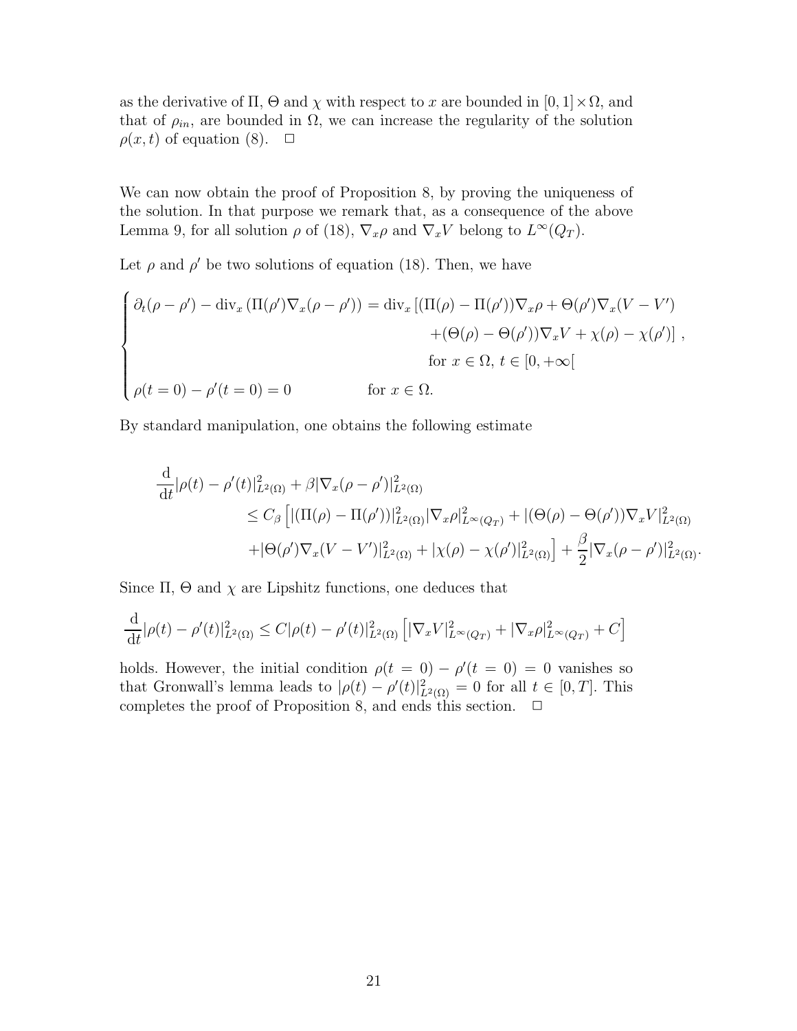as the derivative of $\Pi$, $\Theta$ and $\chi$ with respect to $x$ are bounded in $[0,1]\times\Omega$, and that of $\rho_{in}$, are bounded in $\Omega$, we can increase the regularity of the solution $\rho(x,t)$ of equation (8). $\Box$

We can now obtain the proof of Proposition 8, by proving the uniqueness of the solution. In that purpose we remark that, as a consequence of the above Lemma 9, for all solution $\rho$ of (18), $\nabla_x\rho$ and $\nabla_x V$ belong to $L^\infty(Q_T)$.

Let $\rho$ and $\rho'$ be two solutions of equation (18). Then, we have

$$
\begin{cases}
\partial_t(\rho-\rho') - \mathrm{div}_x\left(\Pi(\rho')\nabla_x(\rho-\rho')\right) = \mathrm{div}_x\left[(\Pi(\rho)-\Pi(\rho'))\nabla_x\rho + \Theta(\rho')\nabla_x(V-V')\right. \\
\qquad\qquad\qquad\qquad\qquad\qquad \left. +(\Theta(\rho)-\Theta(\rho'))\nabla_x V + \chi(\rho)-\chi(\rho')\right], \\
\qquad\qquad\qquad\qquad\qquad\qquad \text{for } x\in\Omega,\ t\in[0,+\infty[ \\
\rho(t=0)-\rho'(t=0) = 0 \qquad\qquad \text{for } x\in\Omega.
\end{cases}
$$

By standard manipulation, one obtains the following estimate

$$
\begin{aligned}
\frac{\mathrm{d}}{\mathrm{d}t}|\rho(t)-\rho'(t)|^2_{L^2(\Omega)} &+ \beta|\nabla_x(\rho-\rho')|^2_{L^2(\Omega)} \\
&\le C_\beta\Big[|(\Pi(\rho)-\Pi(\rho'))|^2_{L^2(\Omega)}|\nabla_x\rho|^2_{L^\infty(Q_T)} + |(\Theta(\rho)-\Theta(\rho'))\nabla_x V|^2_{L^2(\Omega)} \\
&\quad + |\Theta(\rho')\nabla_x(V-V')|^2_{L^2(\Omega)} + |\chi(\rho)-\chi(\rho')|^2_{L^2(\Omega)}\Big] + \frac{\beta}{2}|\nabla_x(\rho-\rho')|^2_{L^2(\Omega)}.
\end{aligned}
$$

Since $\Pi$, $\Theta$ and $\chi$ are Lipshitz functions, one deduces that

$$
\frac{\mathrm{d}}{\mathrm{d}t}|\rho(t)-\rho'(t)|^2_{L^2(\Omega)} \le C|\rho(t)-\rho'(t)|^2_{L^2(\Omega)}\left[|\nabla_x V|^2_{L^\infty(Q_T)} + |\nabla_x\rho|^2_{L^\infty(Q_T)} + C\right]
$$

holds. However, the initial condition $\rho(t=0)-\rho'(t=0)=0$ vanishes so that Gronwall's lemma leads to $|\rho(t)-\rho'(t)|^2_{L^2(\Omega)}=0$ for all $t\in[0,T]$. This completes the proof of Proposition 8, and ends this section. $\Box$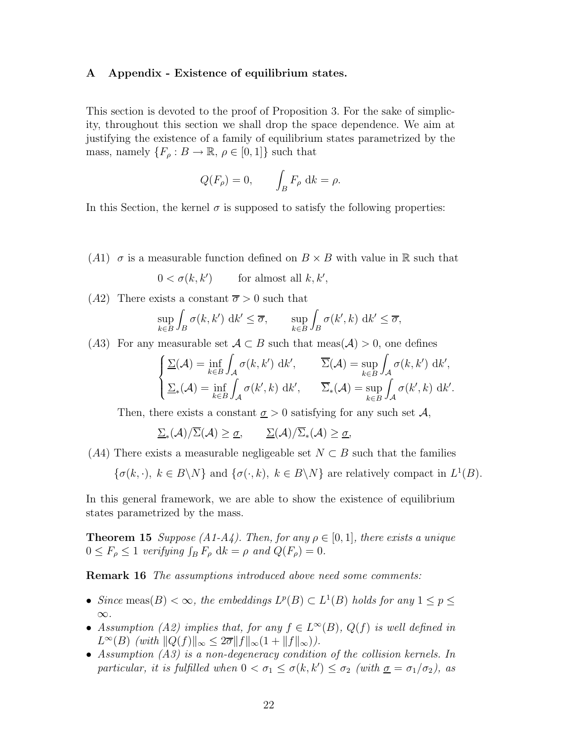## A Appendix - Existence of equilibrium states.

This section is devoted to the proof of Proposition 3. For the sake of simplicity, throughout this section we shall drop the space dependence. We aim at justifying the existence of a family of equilibrium states parametrized by the mass, namely $\{F_\rho : B \to \mathbb{R},\ \rho \in [0,1]\}$ such that

$$Q(F_\rho) = 0, \qquad \int_B F_\rho \ \mathrm{d}k = \rho.$$

In this Section, the kernel $\sigma$ is supposed to satisfy the following properties:

$(A1)$ $\sigma$ is a measurable function defined on $B \times B$ with value in $\mathbb{R}$ such that

$$0 < \sigma(k,k') \qquad \text{for almost all } k, k',$$

$(A2)$ There exists a constant $\overline{\sigma} > 0$ such that

$$\sup_{k\in B} \int_B \sigma(k,k') \ \mathrm{d}k' \le \overline{\sigma}, \qquad \sup_{k\in B} \int_B \sigma(k',k) \ \mathrm{d}k' \le \overline{\sigma},$$

$(A3)$ For any measurable set $\mathcal{A} \subset B$ such that $\mathrm{meas}(\mathcal{A}) > 0$, one defines

$$\begin{cases} \underline{\Sigma}(\mathcal{A}) = \inf\limits_{k\in B} \displaystyle\int_{\mathcal{A}} \sigma(k,k') \ \mathrm{d}k', & \overline{\Sigma}(\mathcal{A}) = \sup\limits_{k\in B} \displaystyle\int_{\mathcal{A}} \sigma(k,k') \ \mathrm{d}k', \\ \underline{\Sigma}_*(\mathcal{A}) = \inf\limits_{k\in B} \displaystyle\int_{\mathcal{A}} \sigma(k',k) \ \mathrm{d}k', & \overline{\Sigma}_*(\mathcal{A}) = \sup\limits_{k\in B} \displaystyle\int_{\mathcal{A}} \sigma(k',k) \ \mathrm{d}k'. \end{cases}$$

Then, there exists a constant $\underline{\sigma} > 0$ satisfying for any such set $\mathcal{A}$,

$$\underline{\Sigma}_*(\mathcal{A})/\overline{\Sigma}(\mathcal{A}) \ge \underline{\sigma}, \qquad \underline{\Sigma}(\mathcal{A})/\overline{\Sigma}_*(\mathcal{A}) \ge \underline{\sigma},$$

$(A4)$ There exists a measurable negligeable set $N \subset B$ such that the families

$\{\sigma(k,\cdot),\ k \in B\backslash N\}$ and $\{\sigma(\cdot,k),\ k \in B\backslash N\}$ are relatively compact in $L^1(B)$.

In this general framework, we are able to show the existence of equilibrium states parametrized by the mass.

**Theorem 15** *Suppose (A1-A4). Then, for any $\rho \in [0,1]$, there exists a unique $0 \le F_\rho \le 1$ verifying $\int_B F_\rho \ \mathrm{d}k = \rho$ and $Q(F_\rho) = 0$.*

**Remark 16** *The assumptions introduced above need some comments:*

- *Since $\mathrm{meas}(B) < \infty$, the embeddings $L^p(B) \subset L^1(B)$ holds for any $1 \le p \le \infty$.*
- *Assumption (A2) implies that, for any $f \in L^\infty(B)$, $Q(f)$ is well defined in $L^\infty(B)$ (with $\|Q(f)\|_\infty \le 2\overline{\sigma}\|f\|_\infty(1 + \|f\|_\infty)$).*
- *Assumption (A3) is a non-degeneracy condition of the collision kernels. In particular, it is fulfilled when $0 < \sigma_1 \le \sigma(k,k') \le \sigma_2$ (with $\underline{\sigma} = \sigma_1/\sigma_2$), as*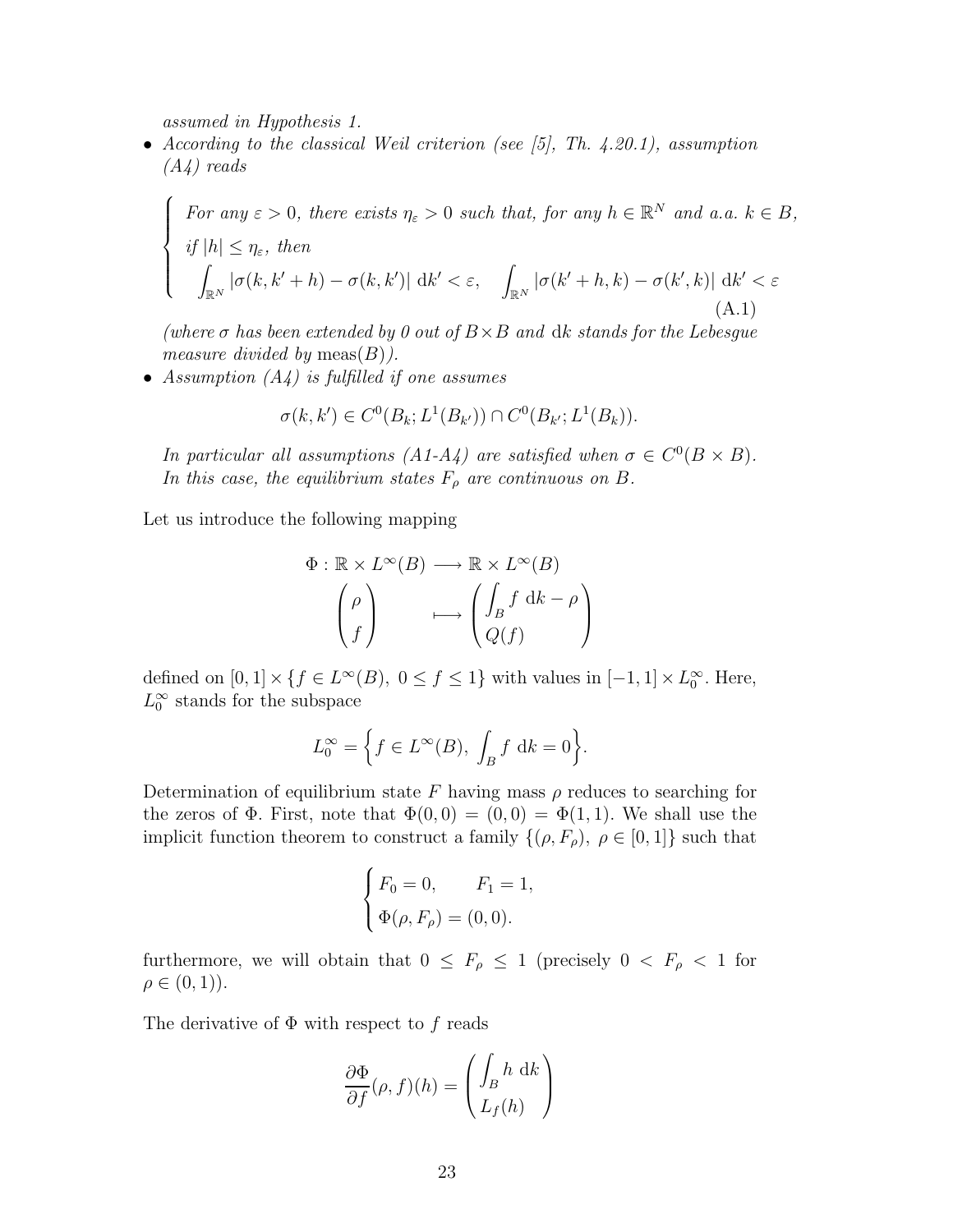*assumed in Hypothesis 1.*

- *According to the classical Weil criterion (see [5], Th. 4.20.1), assumption (A4) reads*

$$\begin{cases} \text{For any } \varepsilon > 0, \text{ there exists } \eta_\varepsilon > 0 \text{ such that, for any } h \in \mathbb{R}^N \text{ and a.a. } k \in B, \\ \text{if } |h| \leq \eta_\varepsilon, \text{ then} \\ \displaystyle\int_{\mathbb{R}^N} |\sigma(k, k'+h) - \sigma(k,k')| \, \mathrm{d}k' < \varepsilon, \quad \int_{\mathbb{R}^N} |\sigma(k'+h, k) - \sigma(k', k)| \, \mathrm{d}k' < \varepsilon \end{cases} \tag{A.1}$$

*(where $\sigma$ has been extended by 0 out of $B \times B$ and $\mathrm{d}k$ stands for the Lebesgue measure divided by $\mathrm{meas}(B)$).*

- *Assumption (A4) is fulfilled if one assumes*

$$\sigma(k,k') \in C^0(B_k; L^1(B_{k'})) \cap C^0(B_{k'}; L^1(B_k)).$$

*In particular all assumptions (A1-A4) are satisfied when $\sigma \in C^0(B \times B)$. In this case, the equilibrium states $F_\rho$ are continuous on $B$.*

Let us introduce the following mapping

$$\Phi : \mathbb{R} \times L^\infty(B) \longrightarrow \mathbb{R} \times L^\infty(B)$$
$$\begin{pmatrix} \rho \\ f \end{pmatrix} \longmapsto \begin{pmatrix} \displaystyle\int_B f \, \mathrm{d}k - \rho \\ Q(f) \end{pmatrix}$$

defined on $[0,1] \times \{f \in L^\infty(B), \ 0 \leq f \leq 1\}$ with values in $[-1,1] \times L_0^\infty$. Here, $L_0^\infty$ stands for the subspace

$$L_0^\infty = \Big\{ f \in L^\infty(B), \ \int_B f \, \mathrm{d}k = 0 \Big\}.$$

Determination of equilibrium state $F$ having mass $\rho$ reduces to searching for the zeros of $\Phi$. First, note that $\Phi(0,0) = (0,0) = \Phi(1,1)$. We shall use the implicit function theorem to construct a family $\{(\rho, F_\rho), \ \rho \in [0,1]\}$ such that

$$\begin{cases} F_0 = 0, \qquad F_1 = 1, \\ \Phi(\rho, F_\rho) = (0,0). \end{cases}$$

furthermore, we will obtain that $0 \leq F_\rho \leq 1$ (precisely $0 < F_\rho < 1$ for $\rho \in (0,1)$).

The derivative of $\Phi$ with respect to $f$ reads

$$\frac{\partial \Phi}{\partial f}(\rho, f)(h) = \begin{pmatrix} \displaystyle\int_B h \, \mathrm{d}k \\ L_f(h) \end{pmatrix}$$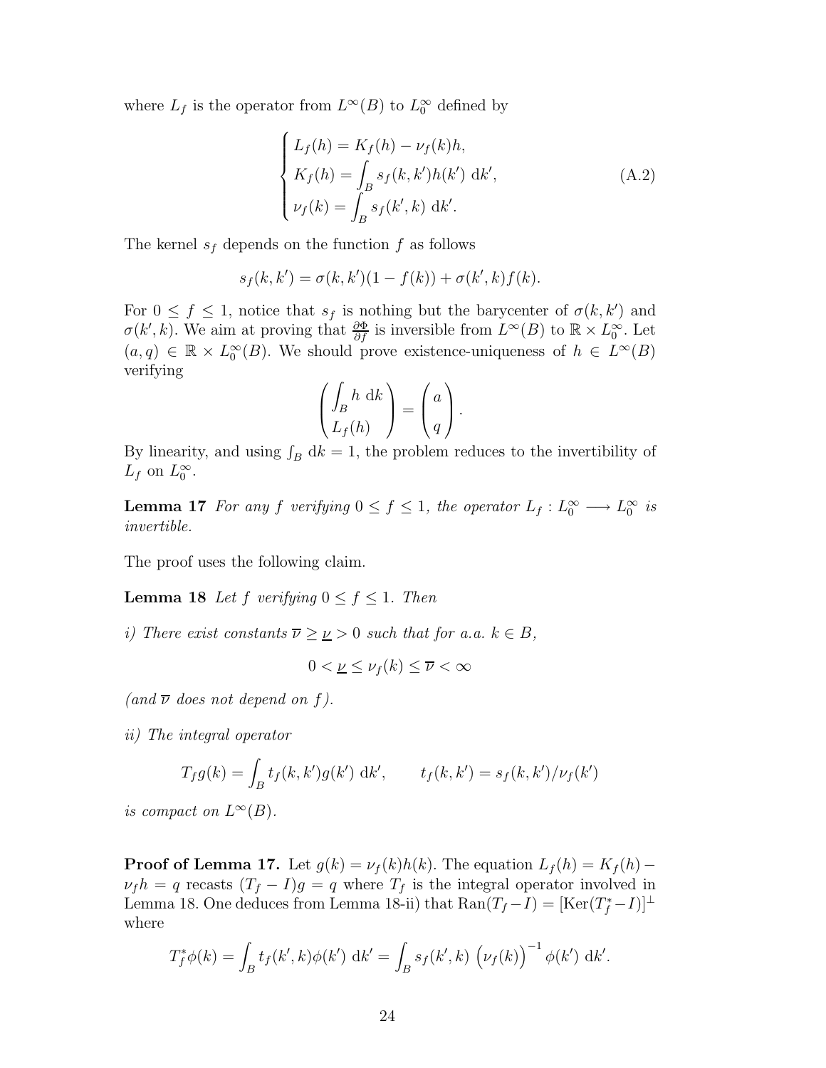where $L_f$ is the operator from $L^\infty(B)$ to $L_0^\infty$ defined by

$$
\begin{cases}
L_f(h) = K_f(h) - \nu_f(k)h, \\
K_f(h) = \displaystyle\int_B s_f(k,k')h(k')\ \mathrm{d}k', \\
\nu_f(k) = \displaystyle\int_B s_f(k',k)\ \mathrm{d}k'.
\end{cases}
\tag{A.2}
$$

The kernel $s_f$ depends on the function $f$ as follows

$$
s_f(k,k') = \sigma(k,k')(1-f(k)) + \sigma(k',k)f(k).
$$

For $0 \le f \le 1$, notice that $s_f$ is nothing but the barycenter of $\sigma(k,k')$ and $\sigma(k',k)$. We aim at proving that $\frac{\partial \Phi}{\partial f}$ is inversible from $L^\infty(B)$ to $\mathbb{R} \times L_0^\infty$. Let $(a,q) \in \mathbb{R} \times L_0^\infty(B)$. We should prove existence-uniqueness of $h \in L^\infty(B)$ verifying

$$
\begin{pmatrix} \displaystyle\int_B h\ \mathrm{d}k \\ L_f(h) \end{pmatrix} = \begin{pmatrix} a \\ q \end{pmatrix}.
$$

By linearity, and using $\int_B \mathrm{d}k = 1$, the problem reduces to the invertibility of $L_f$ on $L_0^\infty$.

**Lemma 17** *For any $f$ verifying $0 \le f \le 1$, the operator $L_f : L_0^\infty \longrightarrow L_0^\infty$ is invertible.*

The proof uses the following claim.

**Lemma 18** *Let $f$ verifying $0 \le f \le 1$. Then*

*i) There exist constants $\overline{\nu} \ge \underline{\nu} > 0$ such that for a.a. $k \in B$,*

$$
0 < \underline{\nu} \le \nu_f(k) \le \overline{\nu} < \infty
$$

*(and $\overline{\nu}$ does not depend on $f$).*

*ii) The integral operator*

$$
T_f g(k) = \int_B t_f(k,k')g(k')\ \mathrm{d}k', \qquad t_f(k,k') = s_f(k,k')/\nu_f(k')
$$

*is compact on $L^\infty(B)$.*

**Proof of Lemma 17.** Let $g(k) = \nu_f(k)h(k)$. The equation $L_f(h) = K_f(h) - \nu_f h = q$ recasts $(T_f - I)g = q$ where $T_f$ is the integral operator involved in Lemma 18. One deduces from Lemma 18-ii) that $\mathrm{Ran}(T_f - I) = [\mathrm{Ker}(T_f^* - I)]^\perp$ where

$$
T_f^*\phi(k) = \int_B t_f(k',k)\phi(k')\ \mathrm{d}k' = \int_B s_f(k',k)\ \left(\nu_f(k)\right)^{-1}\phi(k')\ \mathrm{d}k'.
$$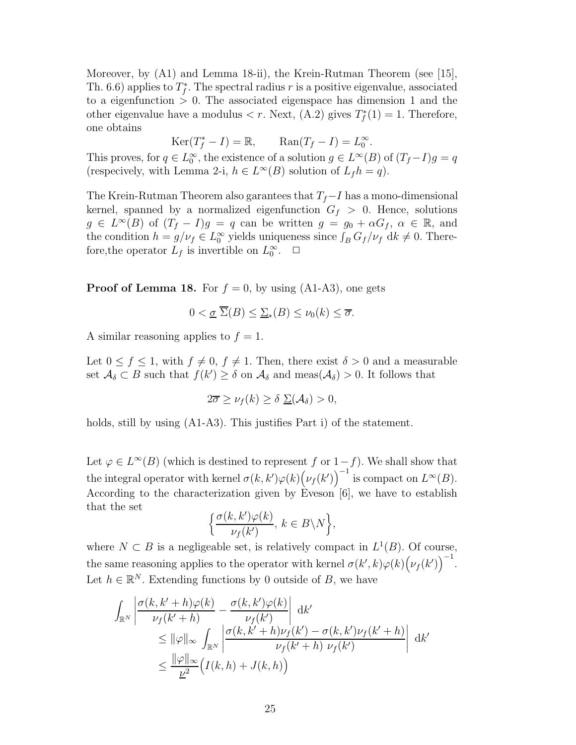Moreover, by (A1) and Lemma 18-ii), the Krein-Rutman Theorem (see [15], Th. 6.6) applies to $T_f^*$. The spectral radius $r$ is a positive eigenvalue, associated to a eigenfunction $> 0$. The associated eigenspace has dimension 1 and the other eigenvalue have a modulus $< r$. Next, (A.2) gives $T_f^*(1) = 1$. Therefore, one obtains

$$\mathrm{Ker}(T_f^* - I) = \mathbb{R}, \qquad \mathrm{Ran}(T_f - I) = L_0^\infty.$$

This proves, for $q \in L_0^\infty$, the existence of a solution $g \in L^\infty(B)$ of $(T_f - I)g = q$ (respecively, with Lemma 2-i, $h \in L^\infty(B)$ solution of $L_f h = q$).

The Krein-Rutman Theorem also garantees that $T_f - I$ has a mono-dimensional kernel, spanned by a normalized eigenfunction $G_f > 0$. Hence, solutions $g \in L^\infty(B)$ of $(T_f - I)g = q$ can be written $g = g_0 + \alpha G_f$, $\alpha \in \mathbb{R}$, and the condition $h = g/\nu_f \in L_0^\infty$ yields uniqueness since $\int_B G_f/\nu_f \, \mathrm{d}k \neq 0$. Therefore,the operator $L_f$ is invertible on $L_0^\infty$. $\square$

**Proof of Lemma 18.** For $f = 0$, by using (A1-A3), one gets

$$0 < \underline{\sigma} \; \overline{\Sigma}(B) \leq \underline{\Sigma}_*(B) \leq \nu_0(k) \leq \overline{\sigma}.$$

A similar reasoning applies to $f = 1$.

Let $0 \leq f \leq 1$, with $f \neq 0$, $f \neq 1$. Then, there exist $\delta > 0$ and a measurable set $\mathcal{A}_\delta \subset B$ such that $f(k') \geq \delta$ on $\mathcal{A}_\delta$ and $\mathrm{meas}(\mathcal{A}_\delta) > 0$. It follows that

$$2\overline{\sigma} \geq \nu_f(k) \geq \delta \; \underline{\Sigma}(\mathcal{A}_\delta) > 0,$$

holds, still by using (A1-A3). This justifies Part i) of the statement.

Let $\varphi \in L^\infty(B)$ (which is destined to represent $f$ or $1-f$). We shall show that the integral operator with kernel $\sigma(k,k')\varphi(k)\Big(\nu_f(k')\Big)^{-1}$ is compact on $L^\infty(B)$. According to the characterization given by Eveson [6], we have to establish that the set

$$\Big\{ \frac{\sigma(k,k')\varphi(k)}{\nu_f(k')}, \; k \in B \backslash N \Big\},$$

where $N \subset B$ is a negligeable set, is relatively compact in $L^1(B)$. Of course, the same reasoning applies to the operator with kernel $\sigma(k',k)\varphi(k)\Big(\nu_f(k')\Big)^{-1}$. Let $h \in \mathbb{R}^N$. Extending functions by 0 outside of $B$, we have

$$\begin{aligned}
\int_{\mathbb{R}^N} &\left| \frac{\sigma(k,k'+h)\varphi(k)}{\nu_f(k'+h)} - \frac{\sigma(k,k')\varphi(k)}{\nu_f(k')} \right| \, \mathrm{d}k' \\
&\leq \|\varphi\|_\infty \int_{\mathbb{R}^N} \left| \frac{\sigma(k,k'+h)\nu_f(k') - \sigma(k,k')\nu_f(k'+h)}{\nu_f(k'+h) \; \nu_f(k')} \right| \, \mathrm{d}k' \\
&\leq \frac{\|\varphi\|_\infty}{\underline{\nu}^2} \Big( I(k,h) + J(k,h) \Big)
\end{aligned}$$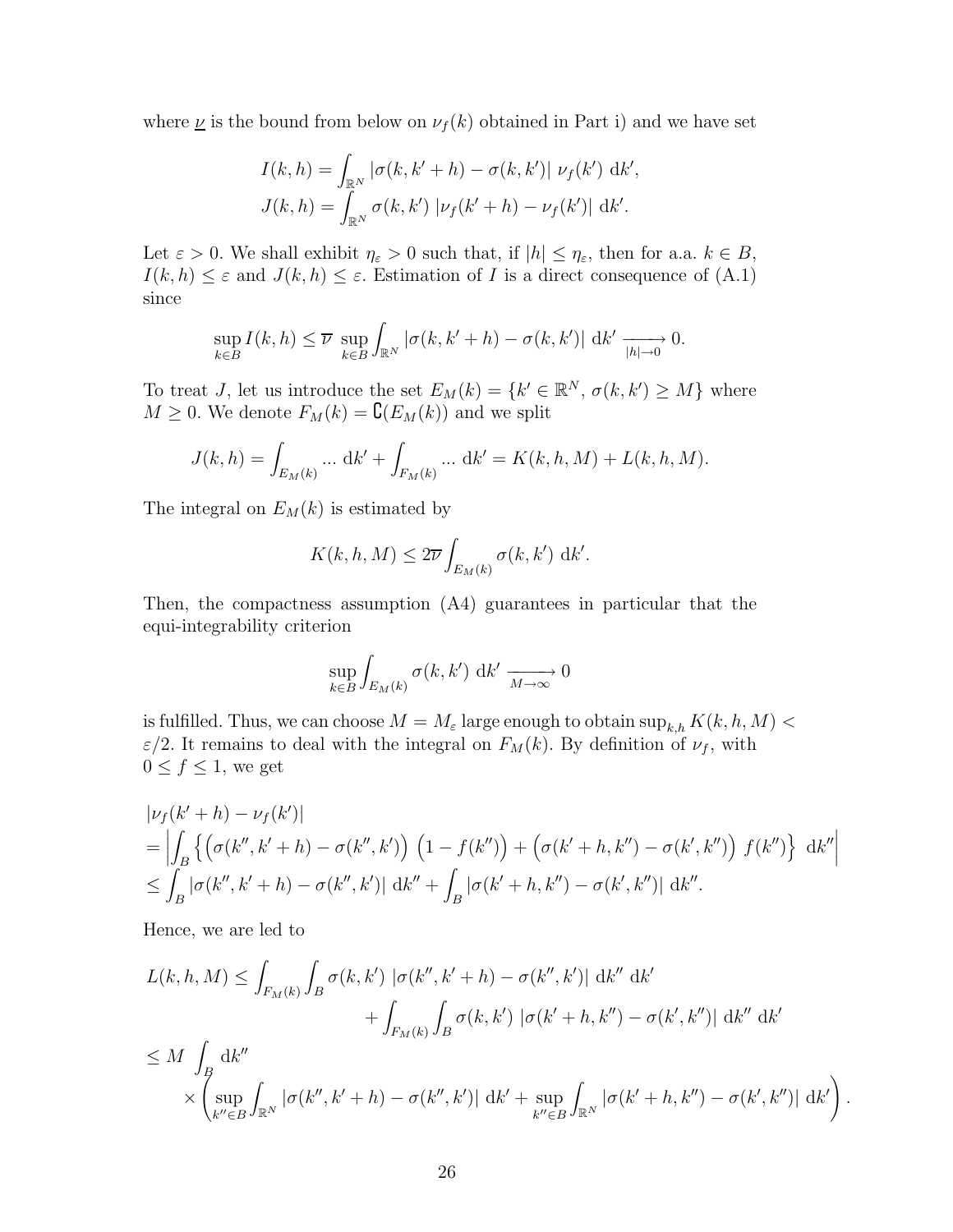where $\underline{\nu}$ is the bound from below on $\nu_f(k)$ obtained in Part i) and we have set

$$I(k,h) = \int_{\mathbb{R}^N} |\sigma(k,k'+h) - \sigma(k,k')| \ \nu_f(k') \ \mathrm{d}k',$$
$$J(k,h) = \int_{\mathbb{R}^N} \sigma(k,k') \ |\nu_f(k'+h) - \nu_f(k')| \ \mathrm{d}k'.$$

Let $\varepsilon > 0$. We shall exhibit $\eta_\varepsilon > 0$ such that, if $|h| \le \eta_\varepsilon$, then for a.a. $k \in B$, $I(k,h) \le \varepsilon$ and $J(k,h) \le \varepsilon$. Estimation of $I$ is a direct consequence of (A.1) since

$$\sup_{k\in B} I(k,h) \le \overline{\nu} \ \sup_{k\in B} \int_{\mathbb{R}^N} |\sigma(k,k'+h) - \sigma(k,k')| \ \mathrm{d}k' \xrightarrow[|h|\to 0]{} 0.$$

To treat $J$, let us introduce the set $E_M(k) = \{k' \in \mathbb{R}^N, \ \sigma(k,k') \ge M\}$ where $M \ge 0$. We denote $F_M(k) = \complement(E_M(k))$ and we split

$$J(k,h) = \int_{E_M(k)} ... \ \mathrm{d}k' + \int_{F_M(k)} ... \ \mathrm{d}k' = K(k,h,M) + L(k,h,M).$$

The integral on $E_M(k)$ is estimated by

$$K(k,h,M) \le 2\overline{\nu} \int_{E_M(k)} \sigma(k,k') \ \mathrm{d}k'.$$

Then, the compactness assumption (A4) guarantees in particular that the equi-integrability criterion

$$\sup_{k\in B} \int_{E_M(k)} \sigma(k,k') \ \mathrm{d}k' \xrightarrow[M\to\infty]{} 0$$

is fulfilled. Thus, we can choose $M = M_\varepsilon$ large enough to obtain $\sup_{k,h} K(k,h,M) < \varepsilon/2$. It remains to deal with the integral on $F_M(k)$. By definition of $\nu_f$, with $0 \le f \le 1$, we get

$$\begin{aligned}
&|\nu_f(k'+h) - \nu_f(k')| \\
&= \Big| \int_B \Big\{ \Big(\sigma(k'',k'+h) - \sigma(k'',k')\Big) \ \Big(1 - f(k'')\Big) + \Big(\sigma(k'+h,k'') - \sigma(k',k'')\Big) \ f(k'') \Big\} \ \mathrm{d}k'' \Big| \\
&\le \int_B |\sigma(k'',k'+h) - \sigma(k'',k')| \ \mathrm{d}k'' + \int_B |\sigma(k'+h,k'') - \sigma(k',k'')| \ \mathrm{d}k''.
\end{aligned}$$

Hence, we are led to

$$\begin{aligned}
L(k,h,M) &\le \int_{F_M(k)} \int_B \sigma(k,k') \ |\sigma(k'',k'+h) - \sigma(k'',k')| \ \mathrm{d}k'' \ \mathrm{d}k' \\
&\qquad\qquad + \int_{F_M(k)} \int_B \sigma(k,k') \ |\sigma(k'+h,k'') - \sigma(k',k'')| \ \mathrm{d}k'' \ \mathrm{d}k' \\
&\le M \ \int_B \mathrm{d}k'' \\
&\quad \times \left( \sup_{k''\in B} \int_{\mathbb{R}^N} |\sigma(k'',k'+h) - \sigma(k'',k')| \ \mathrm{d}k' + \sup_{k''\in B} \int_{\mathbb{R}^N} |\sigma(k'+h,k'') - \sigma(k',k'')| \ \mathrm{d}k' \right).
\end{aligned}$$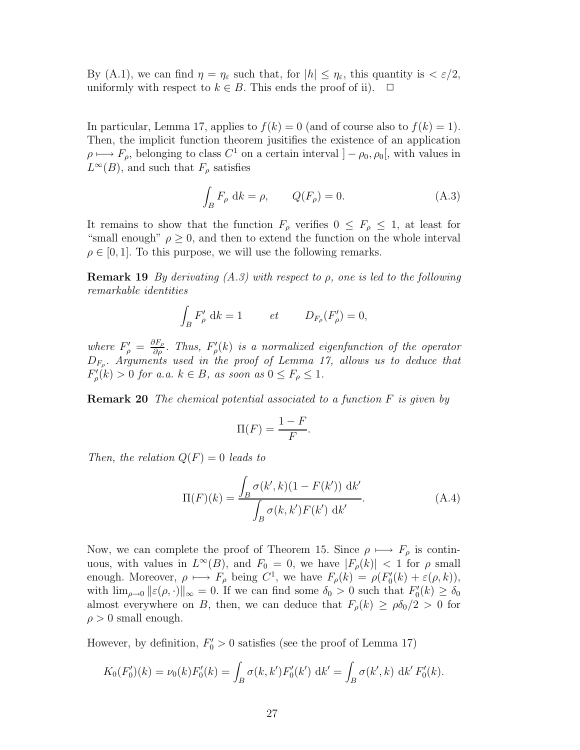By (A.1), we can find $\eta = \eta_\varepsilon$ such that, for $|h| \leq \eta_\varepsilon$, this quantity is $< \varepsilon/2$, uniformly with respect to $k \in B$. This ends the proof of ii). $\square$

In particular, Lemma 17, applies to $f(k) = 0$ (and of course also to $f(k) = 1$). Then, the implicit function theorem jusitifies the existence of an application $\rho \longmapsto F_\rho$, belonging to class $C^1$ on a certain interval $]-\rho_0, \rho_0[$, with values in $L^\infty(B)$, and such that $F_\rho$ satisfies

$$\int_B F_\rho \; \mathrm{d}k = \rho, \qquad Q(F_\rho) = 0. \tag{A.3}$$

It remains to show that the function $F_\rho$ verifies $0 \leq F_\rho \leq 1$, at least for "small enough" $\rho \geq 0$, and then to extend the function on the whole interval $\rho \in [0, 1]$. To this purpose, we will use the following remarks.

**Remark 19** *By derivating (A.3) with respect to $\rho$, one is led to the following remarkable identities*

$$\int_B F'_\rho \; \mathrm{d}k = 1 \qquad et \qquad D_{F_\rho}(F'_\rho) = 0,$$

*where $F'_\rho = \frac{\partial F_\rho}{\partial \rho}$. Thus, $F'_\rho(k)$ is a normalized eigenfunction of the operator $D_{F_\rho}$. Arguments used in the proof of Lemma 17, allows us to deduce that $F'_\rho(k) > 0$ for a.a. $k \in B$, as soon as $0 \leq F_\rho \leq 1$.*

**Remark 20** *The chemical potential associated to a function $F$ is given by*

$$\Pi(F) = \frac{1 - F}{F}.$$

*Then, the relation $Q(F) = 0$ leads to*

$$\Pi(F)(k) = \frac{\displaystyle\int_B \sigma(k', k)(1 - F(k')) \; \mathrm{d}k'}{\displaystyle\int_B \sigma(k, k')F(k') \; \mathrm{d}k'}. \tag{A.4}$$

Now, we can complete the proof of Theorem 15. Since $\rho \longmapsto F_\rho$ is continuous, with values in $L^\infty(B)$, and $F_0 = 0$, we have $|F_\rho(k)| < 1$ for $\rho$ small enough. Moreover, $\rho \longmapsto F_\rho$ being $C^1$, we have $F_\rho(k) = \rho(F'_0(k) + \varepsilon(\rho, k))$, with $\lim_{\rho \to 0} \|\varepsilon(\rho, \cdot)\|_\infty = 0$. If we can find some $\delta_0 > 0$ such that $F'_0(k) \geq \delta_0$ almost everywhere on $B$, then, we can deduce that $F_\rho(k) \geq \rho\delta_0/2 > 0$ for $\rho > 0$ small enough.

However, by definition, $F'_0 > 0$ satisfies (see the proof of Lemma 17)

$$K_0(F'_0)(k) = \nu_0(k)F'_0(k) = \int_B \sigma(k, k')F'_0(k') \; \mathrm{d}k' = \int_B \sigma(k', k) \; \mathrm{d}k' \, F'_0(k).$$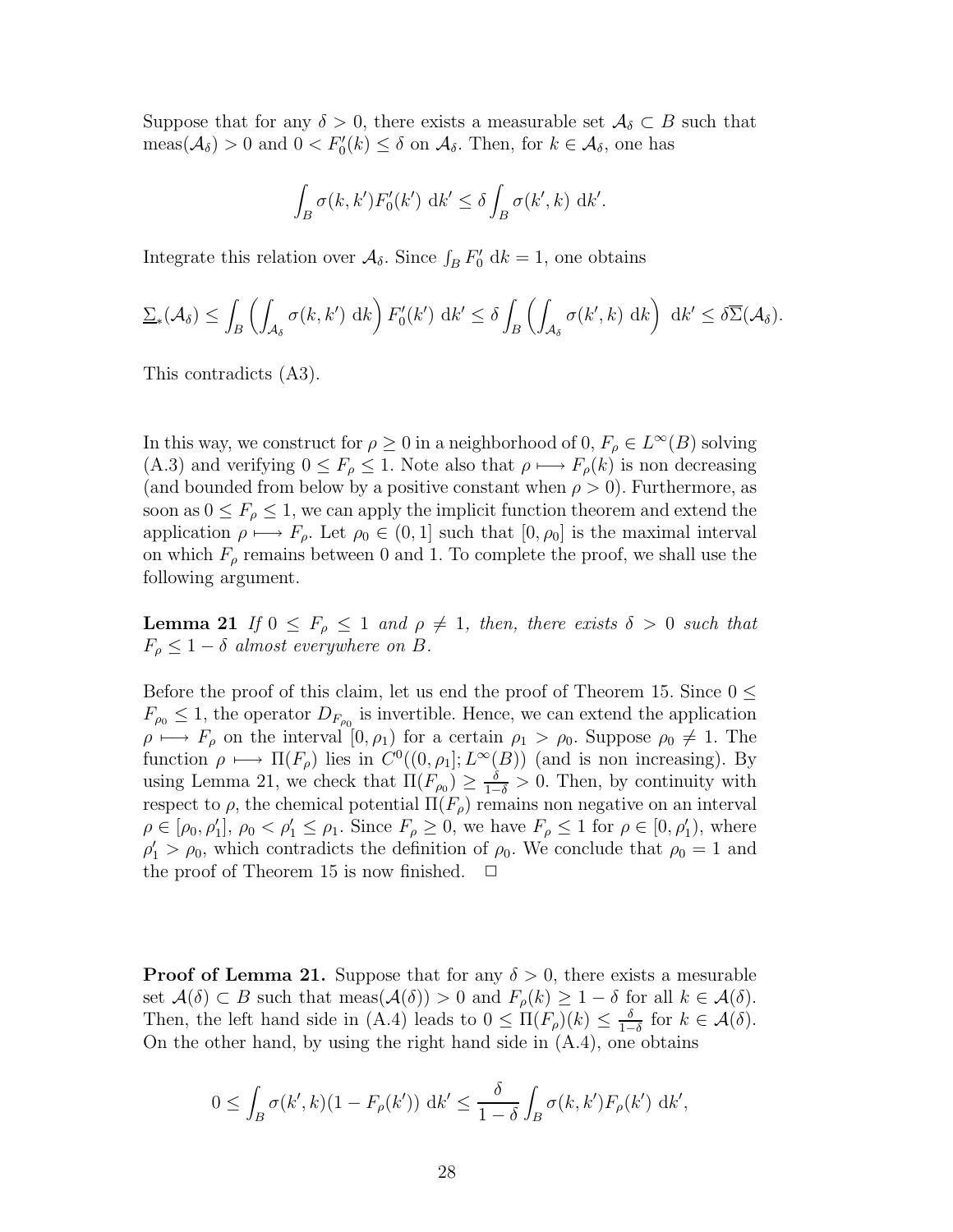Suppose that for any $\delta > 0$, there exists a measurable set $\mathcal{A}_\delta \subset B$ such that $\mathrm{meas}(\mathcal{A}_\delta) > 0$ and $0 < F_0'(k) \le \delta$ on $\mathcal{A}_\delta$. Then, for $k \in \mathcal{A}_\delta$, one has

$$\int_B \sigma(k,k')F_0'(k')\ \mathrm{d}k' \le \delta \int_B \sigma(k',k)\ \mathrm{d}k'.$$

Integrate this relation over $\mathcal{A}_\delta$. Since $\int_B F_0'\ \mathrm{d}k = 1$, one obtains

$$\underline{\Sigma}_*(\mathcal{A}_\delta) \le \int_B \left( \int_{\mathcal{A}_\delta} \sigma(k,k')\ \mathrm{d}k \right) F_0'(k')\ \mathrm{d}k' \le \delta \int_B \left( \int_{\mathcal{A}_\delta} \sigma(k',k)\ \mathrm{d}k \right)\ \mathrm{d}k' \le \delta \overline{\Sigma}(\mathcal{A}_\delta).$$

This contradicts (A3).

In this way, we construct for $\rho \ge 0$ in a neighborhood of 0, $F_\rho \in L^\infty(B)$ solving (A.3) and verifying $0 \le F_\rho \le 1$. Note also that $\rho \longmapsto F_\rho(k)$ is non decreasing (and bounded from below by a positive constant when $\rho > 0$). Furthermore, as soon as $0 \le F_\rho \le 1$, we can apply the implicit function theorem and extend the application $\rho \longmapsto F_\rho$. Let $\rho_0 \in (0,1]$ such that $[0,\rho_0]$ is the maximal interval on which $F_\rho$ remains between 0 and 1. To complete the proof, we shall use the following argument.

**Lemma 21** *If $0 \le F_\rho \le 1$ and $\rho \ne 1$, then, there exists $\delta > 0$ such that $F_\rho \le 1 - \delta$ almost everywhere on $B$.*

Before the proof of this claim, let us end the proof of Theorem 15. Since $0 \le F_{\rho_0} \le 1$, the operator $D_{F_{\rho_0}}$ is invertible. Hence, we can extend the application $\rho \longmapsto F_\rho$ on the interval $[0,\rho_1)$ for a certain $\rho_1 > \rho_0$. Suppose $\rho_0 \ne 1$. The function $\rho \longmapsto \Pi(F_\rho)$ lies in $C^0((0,\rho_1]; L^\infty(B))$ (and is non increasing). By using Lemma 21, we check that $\Pi(F_{\rho_0}) \ge \frac{\delta}{1-\delta} > 0$. Then, by continuity with respect to $\rho$, the chemical potential $\Pi(F_\rho)$ remains non negative on an interval $\rho \in [\rho_0, \rho_1']$, $\rho_0 < \rho_1' \le \rho_1$. Since $F_\rho \ge 0$, we have $F_\rho \le 1$ for $\rho \in [0,\rho_1')$, where $\rho_1' > \rho_0$, which contradicts the definition of $\rho_0$. We conclude that $\rho_0 = 1$ and the proof of Theorem 15 is now finished. $\square$

**Proof of Lemma 21.** Suppose that for any $\delta > 0$, there exists a mesurable set $\mathcal{A}(\delta) \subset B$ such that $\mathrm{meas}(\mathcal{A}(\delta)) > 0$ and $F_\rho(k) \ge 1 - \delta$ for all $k \in \mathcal{A}(\delta)$. Then, the left hand side in (A.4) leads to $0 \le \Pi(F_\rho)(k) \le \frac{\delta}{1-\delta}$ for $k \in \mathcal{A}(\delta)$. On the other hand, by using the right hand side in (A.4), one obtains

$$0 \le \int_B \sigma(k',k)(1 - F_\rho(k'))\ \mathrm{d}k' \le \frac{\delta}{1-\delta} \int_B \sigma(k,k')F_\rho(k')\ \mathrm{d}k',$$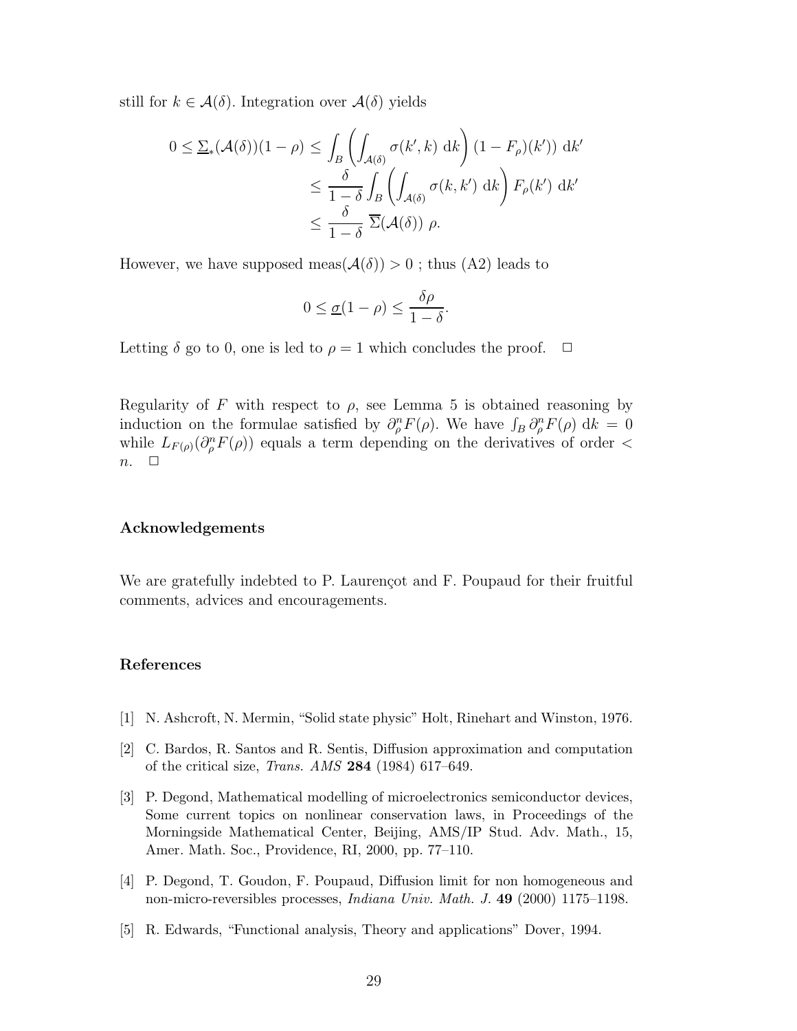still for $k \in \mathcal{A}(\delta)$. Integration over $\mathcal{A}(\delta)$ yields

$$
\begin{aligned}
0 \leq \underline{\Sigma}_*(\mathcal{A}(\delta))(1-\rho) &\leq \int_B \left( \int_{\mathcal{A}(\delta)} \sigma(k', k) \, \mathrm{d}k \right) (1 - F_\rho)(k') \, \mathrm{d}k' \\
&\leq \frac{\delta}{1-\delta} \int_B \left( \int_{\mathcal{A}(\delta)} \sigma(k, k') \, \mathrm{d}k \right) F_\rho(k') \, \mathrm{d}k' \\
&\leq \frac{\delta}{1-\delta} \, \overline{\Sigma}(\mathcal{A}(\delta)) \, \rho.
\end{aligned}
$$

However, we have supposed $\mathrm{meas}(\mathcal{A}(\delta)) > 0$ ; thus (A2) leads to

$$
0 \leq \underline{\sigma}(1-\rho) \leq \frac{\delta \rho}{1-\delta}.
$$

Letting $\delta$ go to 0, one is led to $\rho = 1$ which concludes the proof. $\square$

Regularity of $F$ with respect to $\rho$, see Lemma 5 is obtained reasoning by induction on the formulae satisfied by $\partial_\rho^n F(\rho)$. We have $\int_B \partial_\rho^n F(\rho) \, \mathrm{d}k = 0$ while $L_{F(\rho)}(\partial_\rho^n F(\rho))$ equals a term depending on the derivatives of order $< n$. $\square$

### Acknowledgements

We are gratefully indebted to P. Laurençot and F. Poupaud for their fruitful comments, advices and encouragements.

### References

[1] N. Ashcroft, N. Mermin, "Solid state physic" Holt, Rinehart and Winston, 1976.

[2] C. Bardos, R. Santos and R. Sentis, Diffusion approximation and computation of the critical size, *Trans. AMS* **284** (1984) 617–649.

[3] P. Degond, Mathematical modelling of microelectronics semiconductor devices, Some current topics on nonlinear conservation laws, in Proceedings of the Morningside Mathematical Center, Beijing, AMS/IP Stud. Adv. Math., 15, Amer. Math. Soc., Providence, RI, 2000, pp. 77–110.

[4] P. Degond, T. Goudon, F. Poupaud, Diffusion limit for non homogeneous and non-micro-reversibles processes, *Indiana Univ. Math. J.* **49** (2000) 1175–1198.

[5] R. Edwards, "Functional analysis, Theory and applications" Dover, 1994.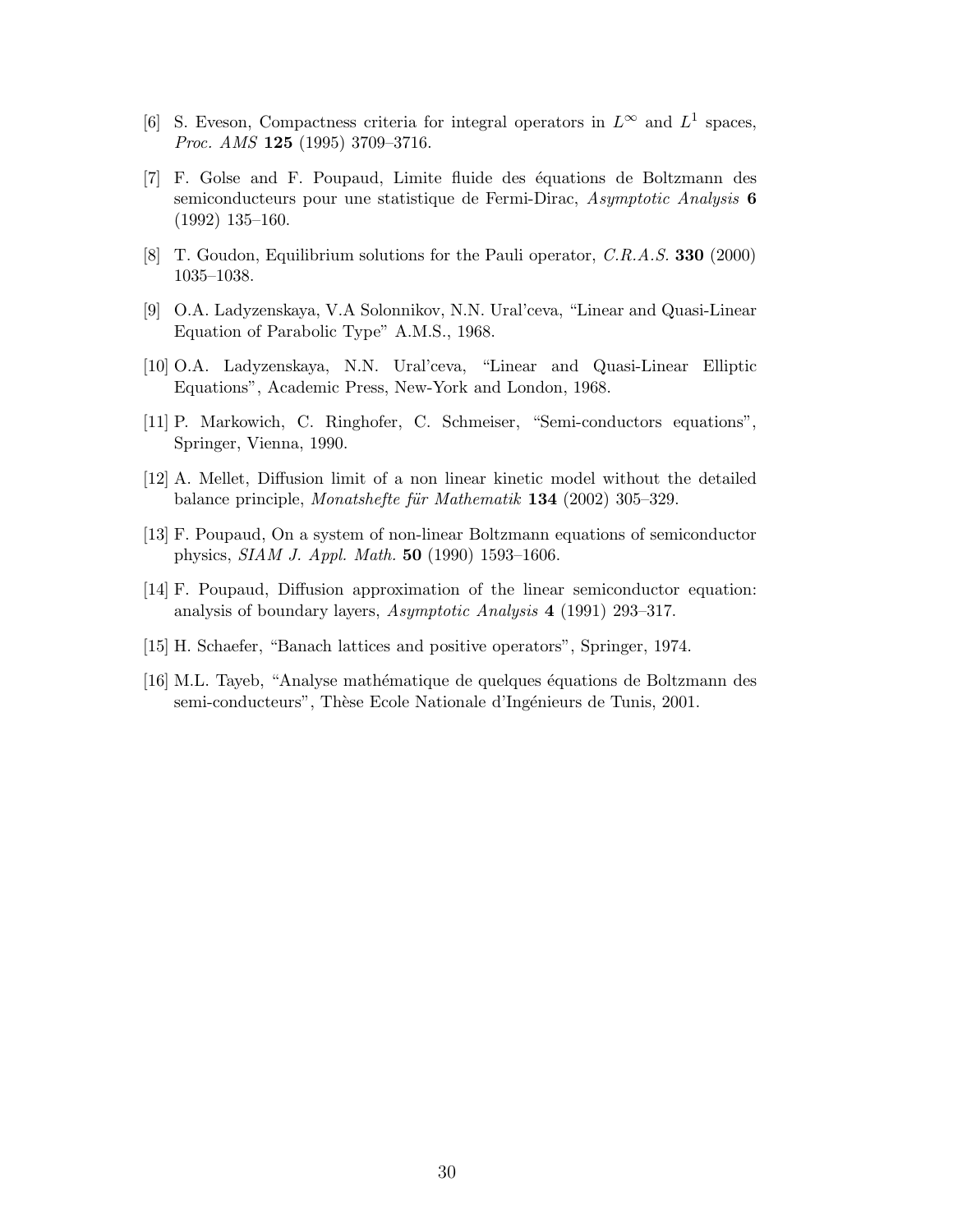[6] S. Eveson, Compactness criteria for integral operators in $L^\infty$ and $L^1$ spaces, *Proc. AMS* **125** (1995) 3709–3716.

[7] F. Golse and F. Poupaud, Limite fluide des équations de Boltzmann des semiconducteurs pour une statistique de Fermi-Dirac, *Asymptotic Analysis* **6** (1992) 135–160.

[8] T. Goudon, Equilibrium solutions for the Pauli operator, *C.R.A.S.* **330** (2000) 1035–1038.

[9] O.A. Ladyzenskaya, V.A Solonnikov, N.N. Ural'ceva, "Linear and Quasi-Linear Equation of Parabolic Type" A.M.S., 1968.

[10] O.A. Ladyzenskaya, N.N. Ural'ceva, "Linear and Quasi-Linear Elliptic Equations", Academic Press, New-York and London, 1968.

[11] P. Markowich, C. Ringhofer, C. Schmeiser, "Semi-conductors equations", Springer, Vienna, 1990.

[12] A. Mellet, Diffusion limit of a non linear kinetic model without the detailed balance principle, *Monatshefte für Mathematik* **134** (2002) 305–329.

[13] F. Poupaud, On a system of non-linear Boltzmann equations of semiconductor physics, *SIAM J. Appl. Math.* **50** (1990) 1593–1606.

[14] F. Poupaud, Diffusion approximation of the linear semiconductor equation: analysis of boundary layers, *Asymptotic Analysis* **4** (1991) 293–317.

[15] H. Schaefer, "Banach lattices and positive operators", Springer, 1974.

[16] M.L. Tayeb, "Analyse mathématique de quelques équations de Boltzmann des semi-conducteurs", Thèse Ecole Nationale d'Ingénieurs de Tunis, 2001.